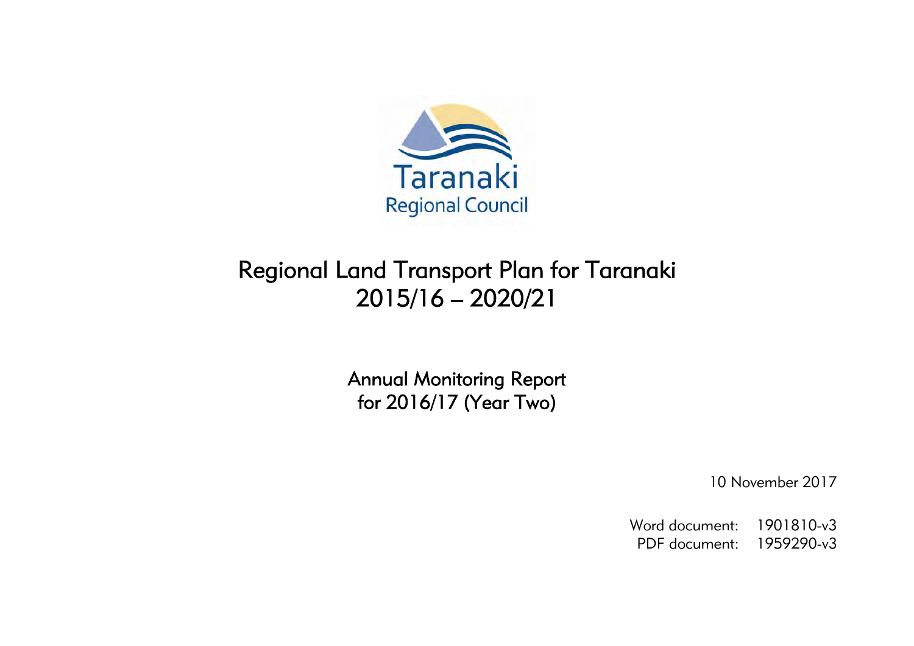Taranaki
Regional Council

# Regional Land Transport Plan for Taranaki 2015/16 – 2020/21

## Annual Monitoring Report for 2016/17 (Year Two)

10 November 2017

Word document: 1901810-v3
PDF document: 1959290-v3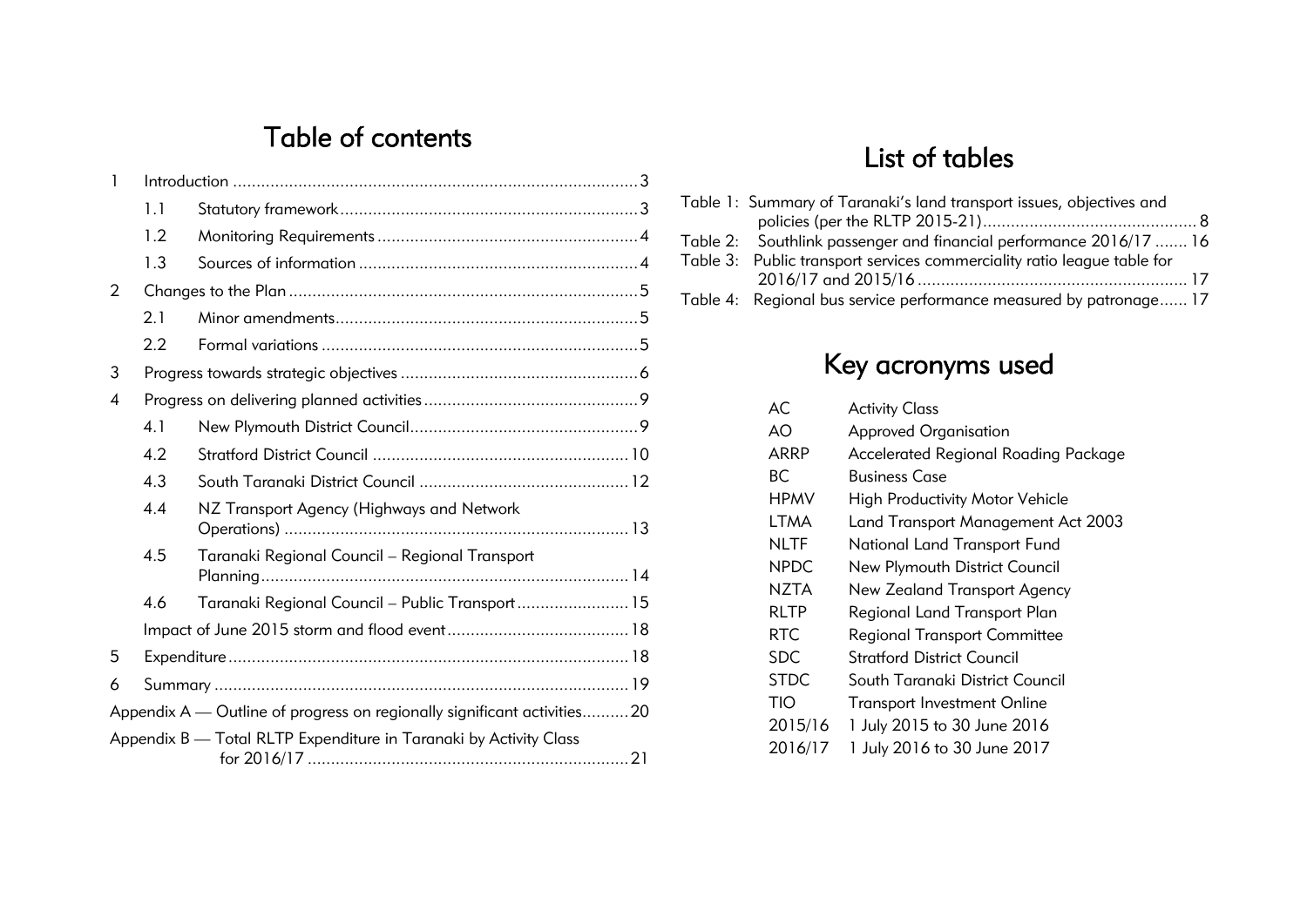# Table of contents

| | | | |
|---|---|---|---|
| 1 | Introduction | | 3 |
| | 1.1 | Statutory framework | 3 |
| | 1.2 | Monitoring Requirements | 4 |
| | 1.3 | Sources of information | 4 |
| 2 | Changes to the Plan | | 5 |
| | 2.1 | Minor amendments | 5 |
| | 2.2 | Formal variations | 5 |
| 3 | Progress towards strategic objectives | | 6 |
| 4 | Progress on delivering planned activities | | 9 |
| | 4.1 | New Plymouth District Council | 9 |
| | 4.2 | Stratford District Council | 10 |
| | 4.3 | South Taranaki District Council | 12 |
| | 4.4 | NZ Transport Agency (Highways and Network Operations) | 13 |
| | 4.5 | Taranaki Regional Council – Regional Transport Planning | 14 |
| | 4.6 | Taranaki Regional Council – Public Transport | 15 |
| | Impact of June 2015 storm and flood event | | 18 |
| 5 | Expenditure | | 18 |
| 6 | Summary | | 19 |
| Appendix A — Outline of progress on regionally significant activities | | | 20 |
| Appendix B — Total RLTP Expenditure in Taranaki by Activity Class for 2016/17 | | | 21 |

# List of tables

| | | |
|---|---|---|
| Table 1: | Summary of Taranaki's land transport issues, objectives and policies (per the RLTP 2015-21) | 8 |
| Table 2: | Southlink passenger and financial performance 2016/17 | 16 |
| Table 3: | Public transport services commerciality ratio league table for 2016/17 and 2015/16 | 17 |
| Table 4: | Regional bus service performance measured by patronage | 17 |

# Key acronyms used

| | |
|---|---|
| AC | Activity Class |
| AO | Approved Organisation |
| ARRP | Accelerated Regional Roading Package |
| BC | Business Case |
| HPMV | High Productivity Motor Vehicle |
| LTMA | Land Transport Management Act 2003 |
| NLTF | National Land Transport Fund |
| NPDC | New Plymouth District Council |
| NZTA | New Zealand Transport Agency |
| RLTP | Regional Land Transport Plan |
| RTC | Regional Transport Committee |
| SDC | Stratford District Council |
| STDC | South Taranaki District Council |
| TIO | Transport Investment Online |
| 2015/16 | 1 July 2015 to 30 June 2016 |
| 2016/17 | 1 July 2016 to 30 June 2017 |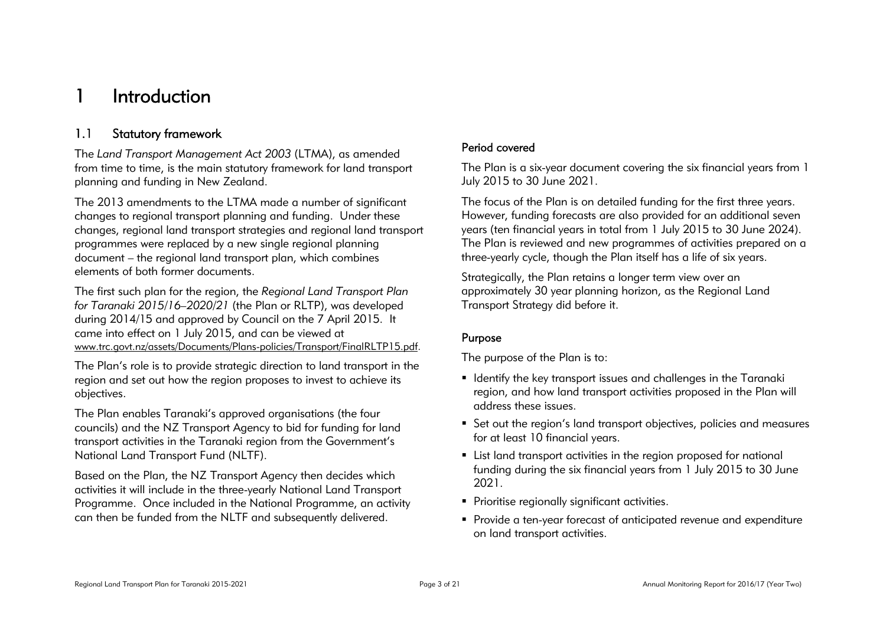# 1 Introduction

## 1.1 Statutory framework

The *Land Transport Management Act 2003* (LTMA), as amended from time to time, is the main statutory framework for land transport planning and funding in New Zealand.

The 2013 amendments to the LTMA made a number of significant changes to regional transport planning and funding. Under these changes, regional land transport strategies and regional land transport programmes were replaced by a new single regional planning document – the regional land transport plan, which combines elements of both former documents.

The first such plan for the region, the *Regional Land Transport Plan for Taranaki 2015/16–2020/21* (the Plan or RLTP), was developed during 2014/15 and approved by Council on the 7 April 2015. It came into effect on 1 July 2015, and can be viewed at www.trc.govt.nz/assets/Documents/Plans-policies/Transport/FinalRLTP15.pdf.

The Plan's role is to provide strategic direction to land transport in the region and set out how the region proposes to invest to achieve its objectives.

The Plan enables Taranaki's approved organisations (the four councils) and the NZ Transport Agency to bid for funding for land transport activities in the Taranaki region from the Government's National Land Transport Fund (NLTF).

Based on the Plan, the NZ Transport Agency then decides which activities it will include in the three-yearly National Land Transport Programme. Once included in the National Programme, an activity can then be funded from the NLTF and subsequently delivered.

### Period covered

The Plan is a six-year document covering the six financial years from 1 July 2015 to 30 June 2021.

The focus of the Plan is on detailed funding for the first three years. However, funding forecasts are also provided for an additional seven years (ten financial years in total from 1 July 2015 to 30 June 2024). The Plan is reviewed and new programmes of activities prepared on a three-yearly cycle, though the Plan itself has a life of six years.

Strategically, the Plan retains a longer term view over an approximately 30 year planning horizon, as the Regional Land Transport Strategy did before it.

### Purpose

The purpose of the Plan is to:

- Identify the key transport issues and challenges in the Taranaki region, and how land transport activities proposed in the Plan will address these issues.
- Set out the region's land transport objectives, policies and measures for at least 10 financial years.
- List land transport activities in the region proposed for national funding during the six financial years from 1 July 2015 to 30 June 2021.
- Prioritise regionally significant activities.
- Provide a ten-year forecast of anticipated revenue and expenditure on land transport activities.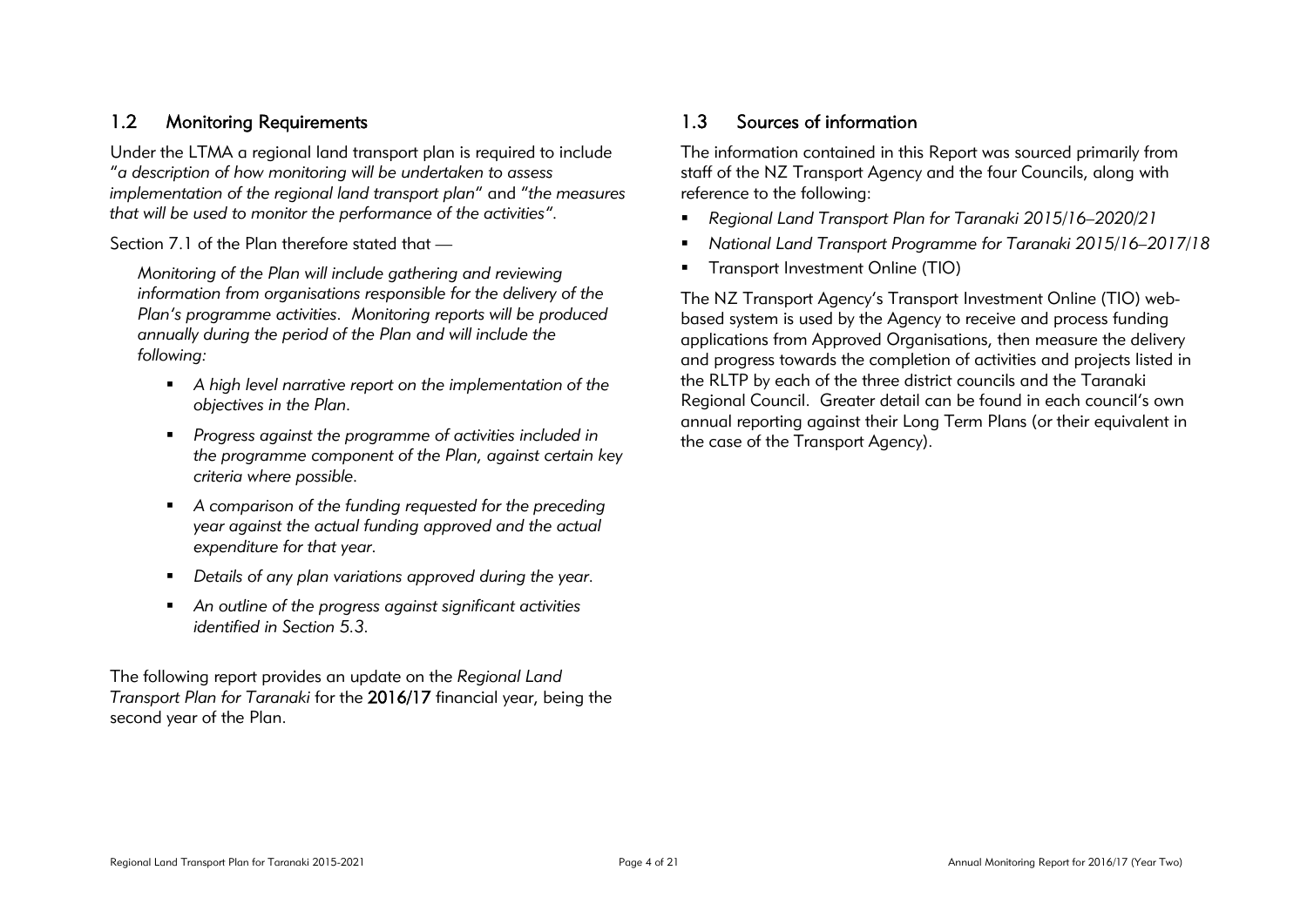## 1.2 Monitoring Requirements

Under the LTMA a regional land transport plan is required to include "*a description of how monitoring will be undertaken to assess implementation of the regional land transport plan*" and "*the measures that will be used to monitor the performance of the activities*".

Section 7.1 of the Plan therefore stated that —

> *Monitoring of the Plan will include gathering and reviewing information from organisations responsible for the delivery of the Plan's programme activities. Monitoring reports will be produced annually during the period of the Plan and will include the following:*
>
> - *A high level narrative report on the implementation of the objectives in the Plan.*
> - *Progress against the programme of activities included in the programme component of the Plan, against certain key criteria where possible.*
> - *A comparison of the funding requested for the preceding year against the actual funding approved and the actual expenditure for that year.*
> - *Details of any plan variations approved during the year.*
> - *An outline of the progress against significant activities identified in Section 5.3.*

The following report provides an update on the *Regional Land Transport Plan for Taranaki* for the **2016/17** financial year, being the second year of the Plan.

## 1.3 Sources of information

The information contained in this Report was sourced primarily from staff of the NZ Transport Agency and the four Councils, along with reference to the following:

- *Regional Land Transport Plan for Taranaki 2015/16–2020/21*
- *National Land Transport Programme for Taranaki 2015/16–2017/18*
- Transport Investment Online (TIO)

The NZ Transport Agency's Transport Investment Online (TIO) web-based system is used by the Agency to receive and process funding applications from Approved Organisations, then measure the delivery and progress towards the completion of activities and projects listed in the RLTP by each of the three district councils and the Taranaki Regional Council. Greater detail can be found in each council's own annual reporting against their Long Term Plans (or their equivalent in the case of the Transport Agency).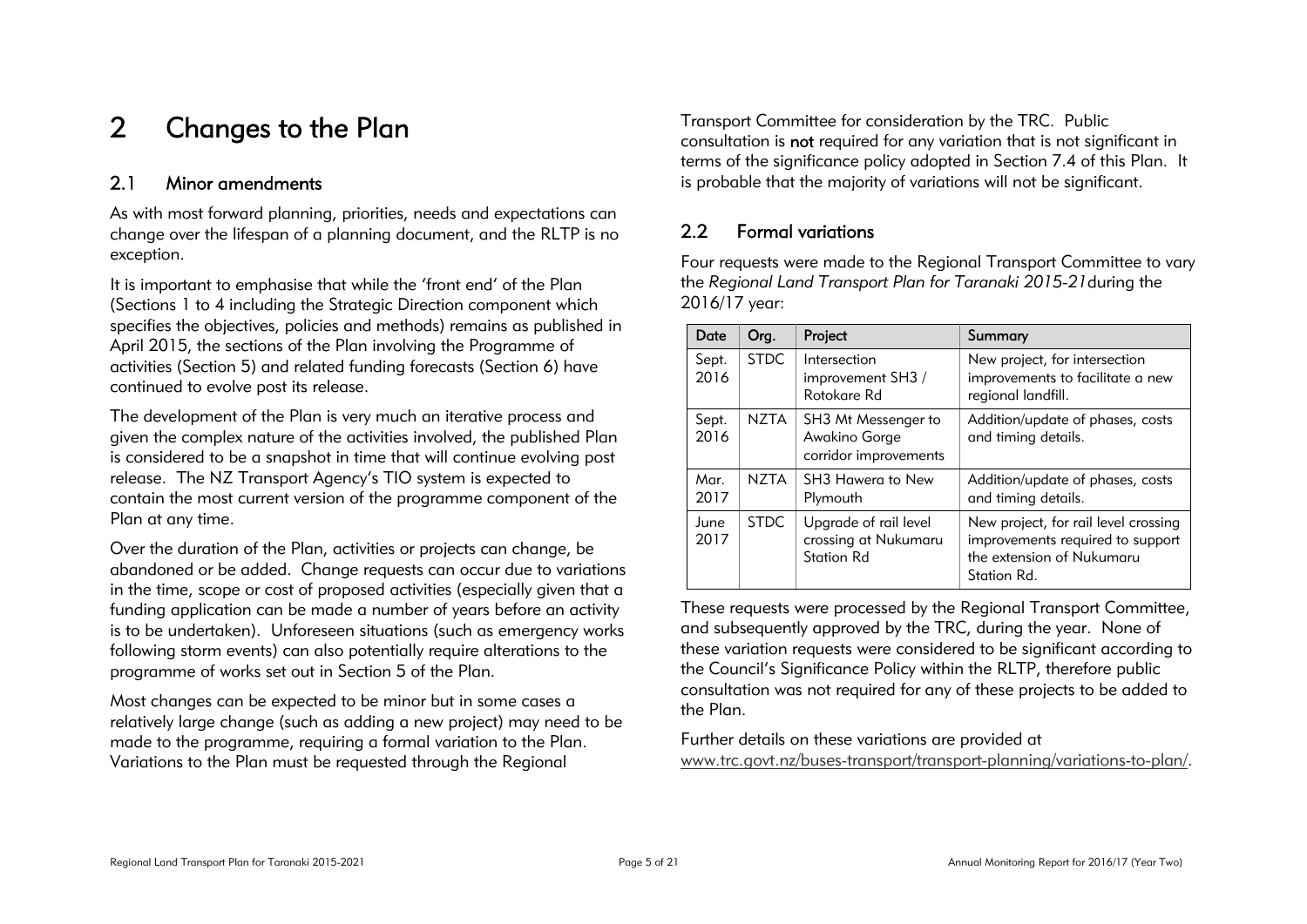# 2 Changes to the Plan

## 2.1 Minor amendments

As with most forward planning, priorities, needs and expectations can change over the lifespan of a planning document, and the RLTP is no exception.

It is important to emphasise that while the 'front end' of the Plan (Sections 1 to 4 including the Strategic Direction component which specifies the objectives, policies and methods) remains as published in April 2015, the sections of the Plan involving the Programme of activities (Section 5) and related funding forecasts (Section 6) have continued to evolve post its release.

The development of the Plan is very much an iterative process and given the complex nature of the activities involved, the published Plan is considered to be a snapshot in time that will continue evolving post release. The NZ Transport Agency's TIO system is expected to contain the most current version of the programme component of the Plan at any time.

Over the duration of the Plan, activities or projects can change, be abandoned or be added. Change requests can occur due to variations in the time, scope or cost of proposed activities (especially given that a funding application can be made a number of years before an activity is to be undertaken). Unforeseen situations (such as emergency works following storm events) can also potentially require alterations to the programme of works set out in Section 5 of the Plan.

Most changes can be expected to be minor but in some cases a relatively large change (such as adding a new project) may need to be made to the programme, requiring a formal variation to the Plan. Variations to the Plan must be requested through the Regional Transport Committee for consideration by the TRC. Public consultation is **not** required for any variation that is not significant in terms of the significance policy adopted in Section 7.4 of this Plan. It is probable that the majority of variations will not be significant.

## 2.2 Formal variations

Four requests were made to the Regional Transport Committee to vary the *Regional Land Transport Plan for Taranaki 2015-21* during the 2016/17 year:

| Date | Org. | Project | Summary |
|---|---|---|---|
| Sept. 2016 | STDC | Intersection improvement SH3 / Rotokare Rd | New project, for intersection improvements to facilitate a new regional landfill. |
| Sept. 2016 | NZTA | SH3 Mt Messenger to Awakino Gorge corridor improvements | Addition/update of phases, costs and timing details. |
| Mar. 2017 | NZTA | SH3 Hawera to New Plymouth | Addition/update of phases, costs and timing details. |
| June 2017 | STDC | Upgrade of rail level crossing at Nukumaru Station Rd | New project, for rail level crossing improvements required to support the extension of Nukumaru Station Rd. |

These requests were processed by the Regional Transport Committee, and subsequently approved by the TRC, during the year. None of these variation requests were considered to be significant according to the Council's Significance Policy within the RLTP, therefore public consultation was not required for any of these projects to be added to the Plan.

Further details on these variations are provided at www.trc.govt.nz/buses-transport/transport-planning/variations-to-plan/.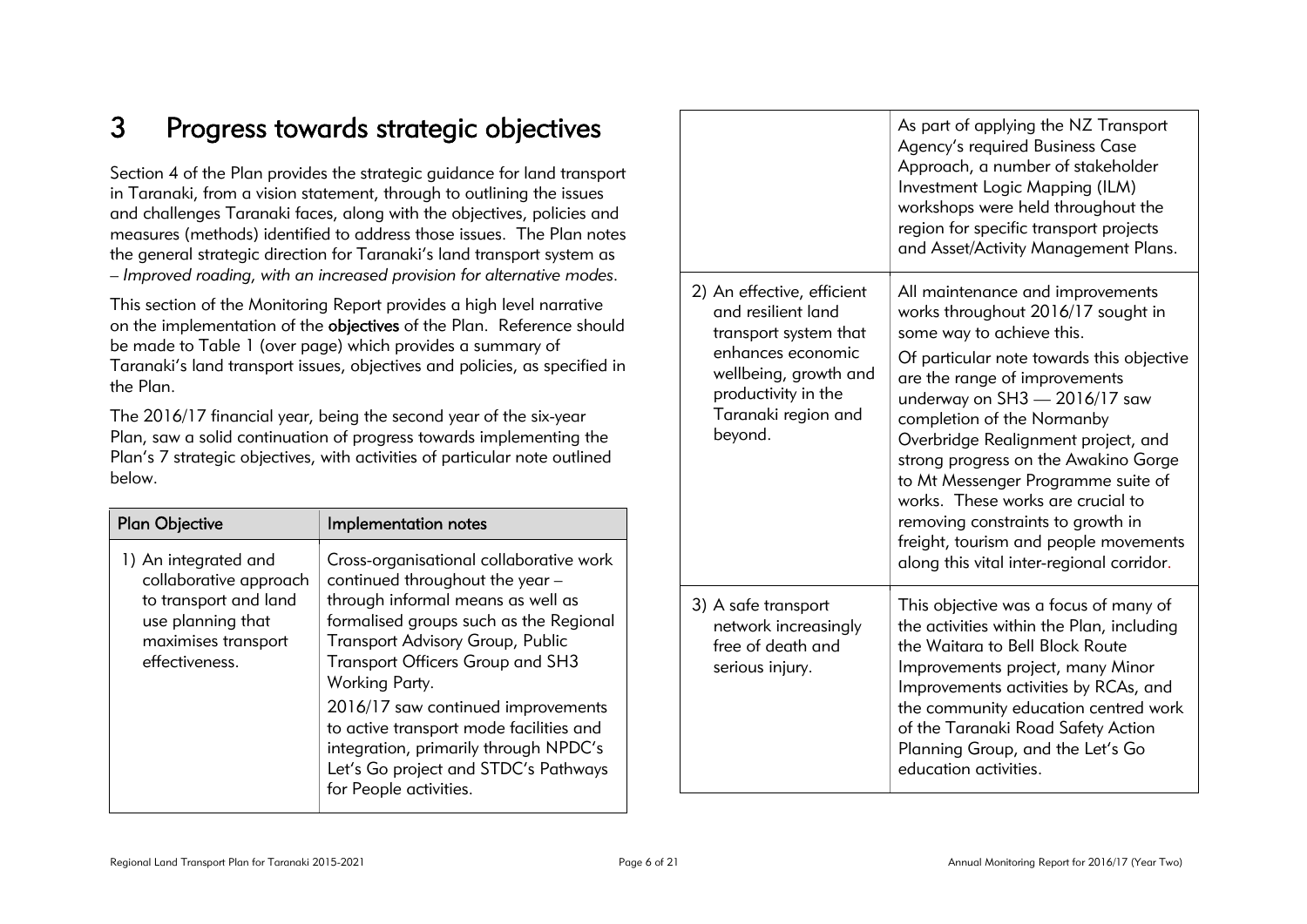# 3 Progress towards strategic objectives

Section 4 of the Plan provides the strategic guidance for land transport in Taranaki, from a vision statement, through to outlining the issues and challenges Taranaki faces, along with the objectives, policies and measures (methods) identified to address those issues. The Plan notes the general strategic direction for Taranaki's land transport system as – *Improved roading, with an increased provision for alternative modes*.

This section of the Monitoring Report provides a high level narrative on the implementation of the **objectives** of the Plan. Reference should be made to Table 1 (over page) which provides a summary of Taranaki's land transport issues, objectives and policies, as specified in the Plan.

The 2016/17 financial year, being the second year of the six-year Plan, saw a solid continuation of progress towards implementing the Plan's 7 strategic objectives, with activities of particular note outlined below.

| Plan Objective | Implementation notes |
|---|---|
| 1) An integrated and collaborative approach to transport and land use planning that maximises transport effectiveness. | Cross-organisational collaborative work continued throughout the year – through informal means as well as formalised groups such as the Regional Transport Advisory Group, Public Transport Officers Group and SH3 Working Party.<br>2016/17 saw continued improvements to active transport mode facilities and integration, primarily through NPDC's Let's Go project and STDC's Pathways for People activities.<br>As part of applying the NZ Transport Agency's required Business Case Approach, a number of stakeholder Investment Logic Mapping (ILM) workshops were held throughout the region for specific transport projects and Asset/Activity Management Plans. |
| 2) An effective, efficient and resilient land transport system that enhances economic wellbeing, growth and productivity in the Taranaki region and beyond. | All maintenance and improvements works throughout 2016/17 sought in some way to achieve this.<br>Of particular note towards this objective are the range of improvements underway on SH3 — 2016/17 saw completion of the Normanby Overbridge Realignment project, and strong progress on the Awakino Gorge to Mt Messenger Programme suite of works. These works are crucial to removing constraints to growth in freight, tourism and people movements along this vital inter-regional corridor. |
| 3) A safe transport network increasingly free of death and serious injury. | This objective was a focus of many of the activities within the Plan, including the Waitara to Bell Block Route Improvements project, many Minor Improvements activities by RCAs, and the community education centred work of the Taranaki Road Safety Action Planning Group, and the Let's Go education activities. |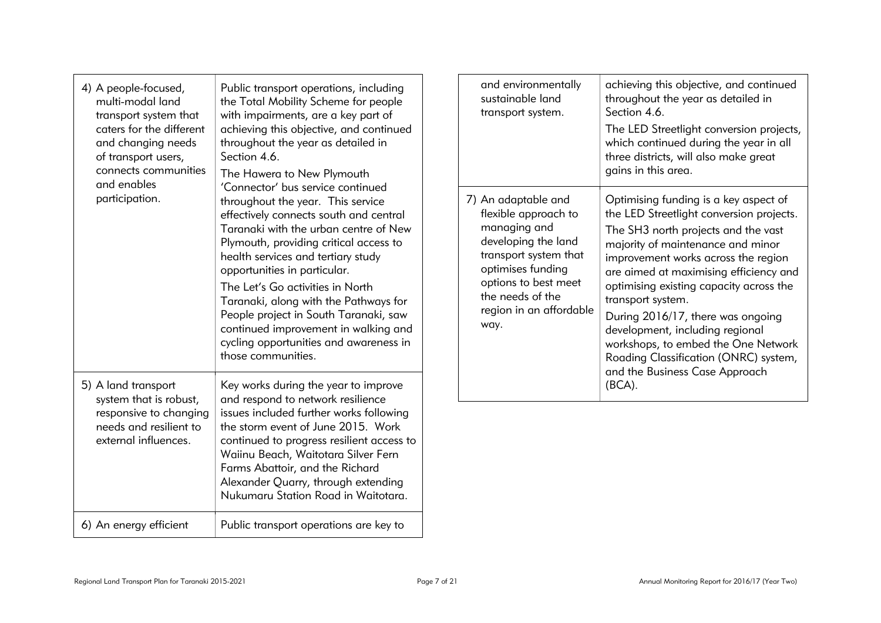| | |
|---|---|
| 4) A people-focused, multi-modal land transport system that caters for the different and changing needs of transport users, connects communities and enables participation. | Public transport operations, including the Total Mobility Scheme for people with impairments, are a key part of achieving this objective, and continued throughout the year as detailed in Section 4.6.<br>The Hawera to New Plymouth 'Connector' bus service continued throughout the year. This service effectively connects south and central Taranaki with the urban centre of New Plymouth, providing critical access to health services and tertiary study opportunities in particular.<br>The Let's Go activities in North Taranaki, along with the Pathways for People project in South Taranaki, saw continued improvement in walking and cycling opportunities and awareness in those communities. |
| 5) A land transport system that is robust, responsive to changing needs and resilient to external influences. | Key works during the year to improve and respond to network resilience issues included further works following the storm event of June 2015. Work continued to progress resilient access to Waiinu Beach, Waitotara Silver Fern Farms Abattoir, and the Richard Alexander Quarry, through extending Nukumaru Station Road in Waitotara. |
| 6) An energy efficient and environmentally sustainable land transport system. | Public transport operations are key to achieving this objective, and continued throughout the year as detailed in Section 4.6.<br>The LED Streetlight conversion projects, which continued during the year in all three districts, will also make great gains in this area. |
| 7) An adaptable and flexible approach to managing and developing the land transport system that optimises funding options to best meet the needs of the region in an affordable way. | Optimising funding is a key aspect of the LED Streetlight conversion projects.<br>The SH3 north projects and the vast majority of maintenance and minor improvement works across the region are aimed at maximising efficiency and optimising existing capacity across the transport system.<br>During 2016/17, there was ongoing development, including regional workshops, to embed the One Network Roading Classification (ONRC) system, and the Business Case Approach (BCA). |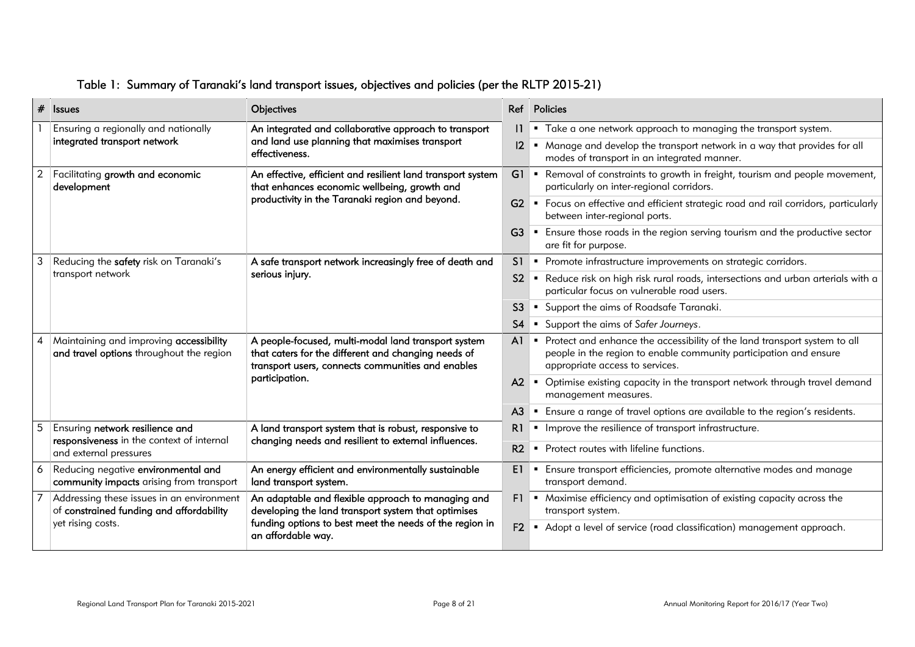## Table 1: Summary of Taranaki's land transport issues, objectives and policies (per the RLTP 2015-21)

| # | Issues | Objectives | Ref | Policies |
|---|---|---|---|---|
| 1 | Ensuring a regionally and nationally **integrated transport network** | **An integrated and collaborative approach to transport and land use planning that maximises transport effectiveness.** | I1 | ▪ Take a one network approach to managing the transport system. |
| | | | I2 | ▪ Manage and develop the transport network in a way that provides for all modes of transport in an integrated manner. |
| 2 | Facilitating **growth and economic development** | **An effective, efficient and resilient land transport system that enhances economic wellbeing, growth and productivity in the Taranaki region and beyond.** | G1 | ▪ Removal of constraints to growth in freight, tourism and people movement, particularly on inter-regional corridors. |
| | | | G2 | ▪ Focus on effective and efficient strategic road and rail corridors, particularly between inter-regional ports. |
| | | | G3 | ▪ Ensure those roads in the region serving tourism and the productive sector are fit for purpose. |
| 3 | Reducing the **safety** risk on Taranaki's transport network | **A safe transport network increasingly free of death and serious injury.** | S1 | ▪ Promote infrastructure improvements on strategic corridors. |
| | | | S2 | ▪ Reduce risk on high risk rural roads, intersections and urban arterials with a particular focus on vulnerable road users. |
| | | | S3 | ▪ Support the aims of Roadsafe Taranaki. |
| | | | S4 | ▪ Support the aims of *Safer Journeys*. |
| 4 | Maintaining and improving **accessibility and travel options** throughout the region | **A people-focused, multi-modal land transport system that caters for the different and changing needs of transport users, connects communities and enables participation.** | A1 | ▪ Protect and enhance the accessibility of the land transport system to all people in the region to enable community participation and ensure appropriate access to services. |
| | | | A2 | ▪ Optimise existing capacity in the transport network through travel demand management measures. |
| | | | A3 | ▪ Ensure a range of travel options are available to the region's residents. |
| 5 | Ensuring **network resilience and responsiveness** in the context of internal and external pressures | **A land transport system that is robust, responsive to changing needs and resilient to external influences.** | R1 | ▪ Improve the resilience of transport infrastructure. |
| | | | R2 | ▪ Protect routes with lifeline functions. |
| 6 | Reducing negative **environmental and community impacts** arising from transport | **An energy efficient and environmentally sustainable land transport system.** | E1 | ▪ Ensure transport efficiencies, promote alternative modes and manage transport demand. |
| 7 | Addressing these issues in an environment of **constrained funding and affordability** yet rising costs. | **An adaptable and flexible approach to managing and developing the land transport system that optimises funding options to best meet the needs of the region in an affordable way.** | F1 | ▪ Maximise efficiency and optimisation of existing capacity across the transport system. |
| | | | F2 | ▪ Adopt a level of service (road classification) management approach. |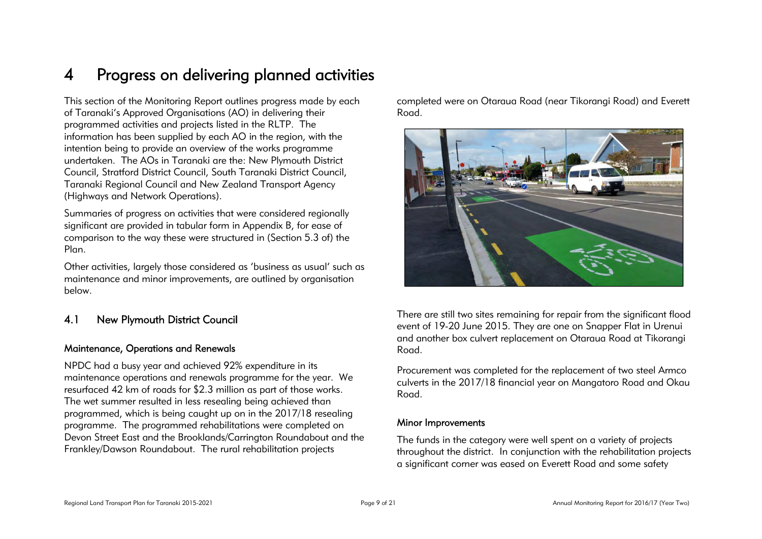# 4 Progress on delivering planned activities

This section of the Monitoring Report outlines progress made by each of Taranaki's Approved Organisations (AO) in delivering their programmed activities and projects listed in the RLTP. The information has been supplied by each AO in the region, with the intention being to provide an overview of the works programme undertaken. The AOs in Taranaki are the: New Plymouth District Council, Stratford District Council, South Taranaki District Council, Taranaki Regional Council and New Zealand Transport Agency (Highways and Network Operations).

Summaries of progress on activities that were considered regionally significant are provided in tabular form in Appendix B, for ease of comparison to the way these were structured in (Section 5.3 of) the Plan.

Other activities, largely those considered as 'business as usual' such as maintenance and minor improvements, are outlined by organisation below.

## 4.1 New Plymouth District Council

### Maintenance, Operations and Renewals

NPDC had a busy year and achieved 92% expenditure in its maintenance operations and renewals programme for the year. We resurfaced 42 km of roads for $2.3 million as part of those works. The wet summer resulted in less resealing being achieved than programmed, which is being caught up on in the 2017/18 resealing programme. The programmed rehabilitations were completed on Devon Street East and the Brooklands/Carrington Roundabout and the Frankley/Dawson Roundabout. The rural rehabilitation projects completed were on Otaraua Road (near Tikorangi Road) and Everett Road.

There are still two sites remaining for repair from the significant flood event of 19-20 June 2015. They are one on Snapper Flat in Urenui and another box culvert replacement on Otaraua Road at Tikorangi Road.

Procurement was completed for the replacement of two steel Armco culverts in the 2017/18 financial year on Mangatoro Road and Okau Road.

### Minor Improvements

The funds in the category were well spent on a variety of projects throughout the district. In conjunction with the rehabilitation projects a significant corner was eased on Everett Road and some safety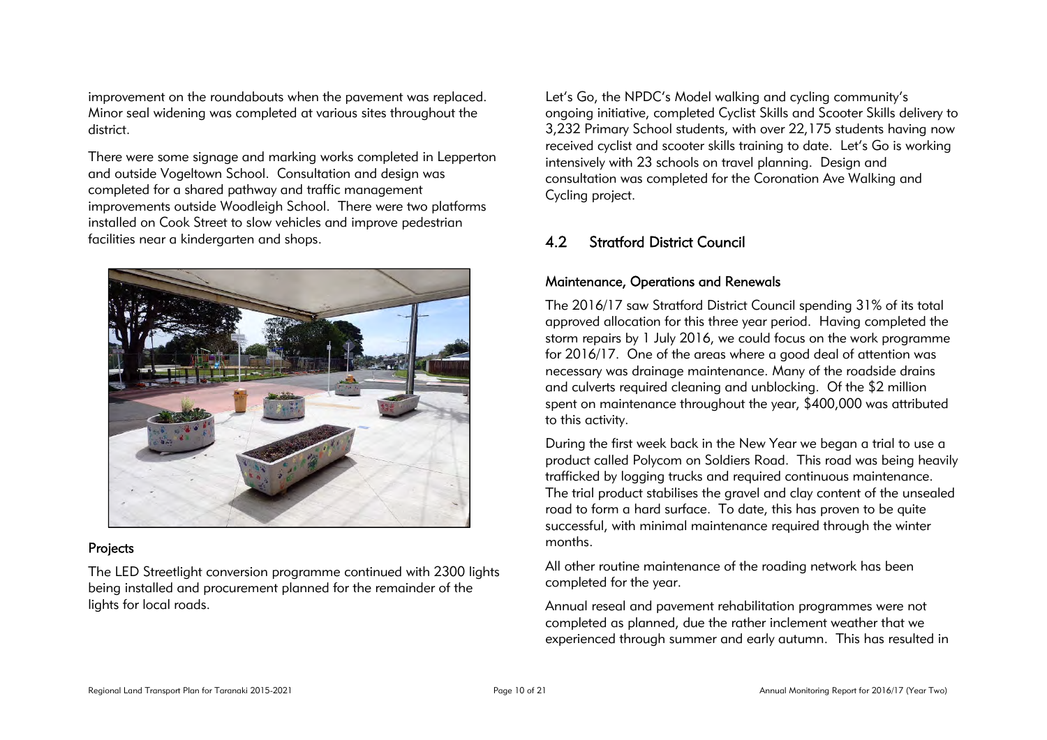improvement on the roundabouts when the pavement was replaced. Minor seal widening was completed at various sites throughout the district.

There were some signage and marking works completed in Lepperton and outside Vogeltown School. Consultation and design was completed for a shared pathway and traffic management improvements outside Woodleigh School. There were two platforms installed on Cook Street to slow vehicles and improve pedestrian facilities near a kindergarten and shops.

### Projects

The LED Streetlight conversion programme continued with 2300 lights being installed and procurement planned for the remainder of the lights for local roads.

Let's Go, the NPDC's Model walking and cycling community's ongoing initiative, completed Cyclist Skills and Scooter Skills delivery to 3,232 Primary School students, with over 22,175 students having now received cyclist and scooter skills training to date. Let's Go is working intensively with 23 schools on travel planning. Design and consultation was completed for the Coronation Ave Walking and Cycling project.

## 4.2 Stratford District Council

### Maintenance, Operations and Renewals

The 2016/17 saw Stratford District Council spending 31% of its total approved allocation for this three year period. Having completed the storm repairs by 1 July 2016, we could focus on the work programme for 2016/17. One of the areas where a good deal of attention was necessary was drainage maintenance. Many of the roadside drains and culverts required cleaning and unblocking. Of the $2 million spent on maintenance throughout the year, $400,000 was attributed to this activity.

During the first week back in the New Year we began a trial to use a product called Polycom on Soldiers Road. This road was being heavily trafficked by logging trucks and required continuous maintenance. The trial product stabilises the gravel and clay content of the unsealed road to form a hard surface. To date, this has proven to be quite successful, with minimal maintenance required through the winter months.

All other routine maintenance of the roading network has been completed for the year.

Annual reseal and pavement rehabilitation programmes were not completed as planned, due the rather inclement weather that we experienced through summer and early autumn. This has resulted in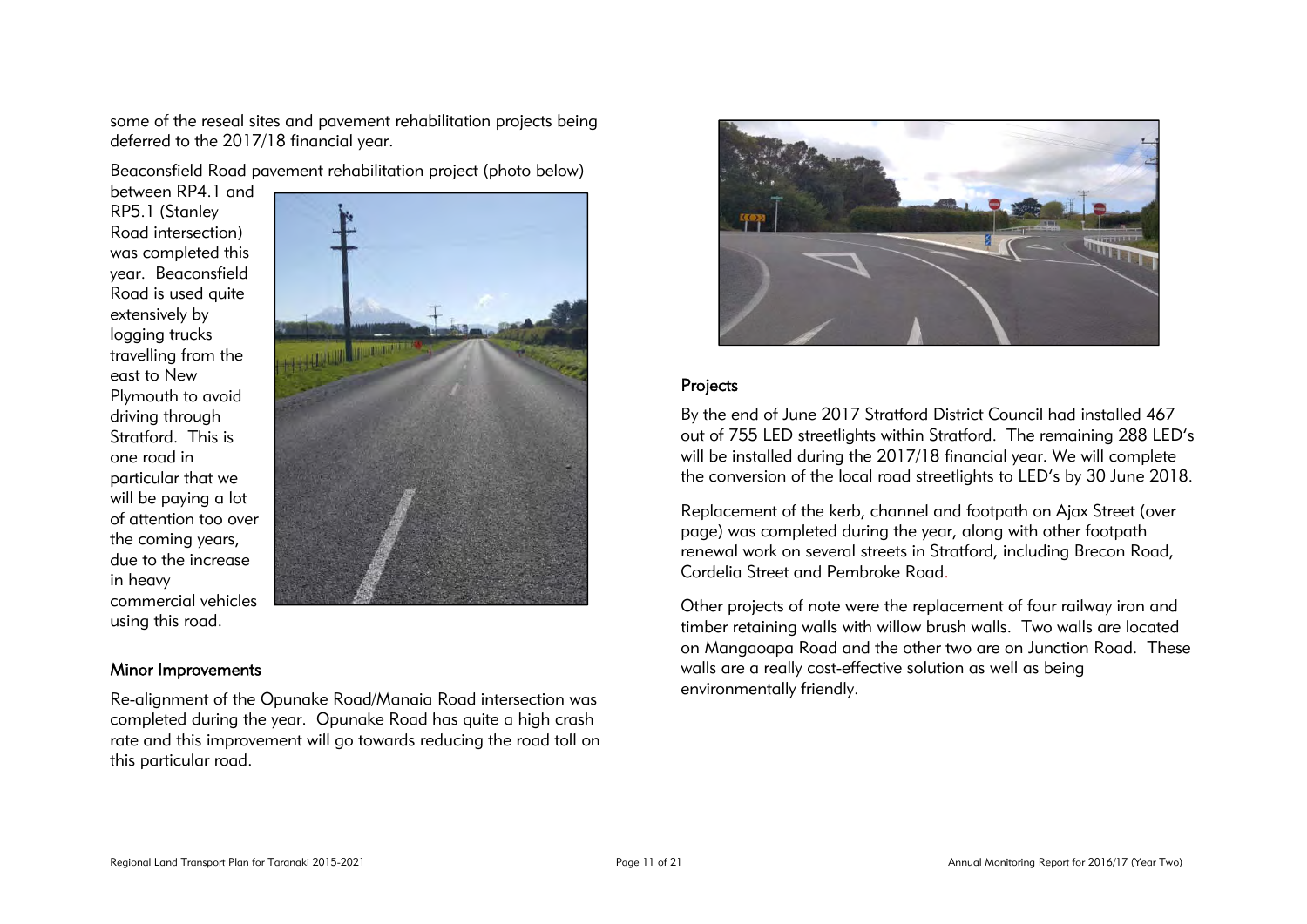some of the reseal sites and pavement rehabilitation projects being deferred to the 2017/18 financial year.

Beaconsfield Road pavement rehabilitation project (photo below) between RP4.1 and RP5.1 (Stanley Road intersection) was completed this year. Beaconsfield Road is used quite extensively by logging trucks travelling from the east to New Plymouth to avoid driving through Stratford. This is one road in particular that we will be paying a lot of attention too over the coming years, due to the increase in heavy commercial vehicles using this road.

### Minor Improvements

Re-alignment of the Opunake Road/Manaia Road intersection was completed during the year. Opunake Road has quite a high crash rate and this improvement will go towards reducing the road toll on this particular road.

### Projects

By the end of June 2017 Stratford District Council had installed 467 out of 755 LED streetlights within Stratford. The remaining 288 LED's will be installed during the 2017/18 financial year. We will complete the conversion of the local road streetlights to LED's by 30 June 2018.

Replacement of the kerb, channel and footpath on Ajax Street (over page) was completed during the year, along with other footpath renewal work on several streets in Stratford, including Brecon Road, Cordelia Street and Pembroke Road.

Other projects of note were the replacement of four railway iron and timber retaining walls with willow brush walls. Two walls are located on Mangaoapa Road and the other two are on Junction Road. These walls are a really cost-effective solution as well as being environmentally friendly.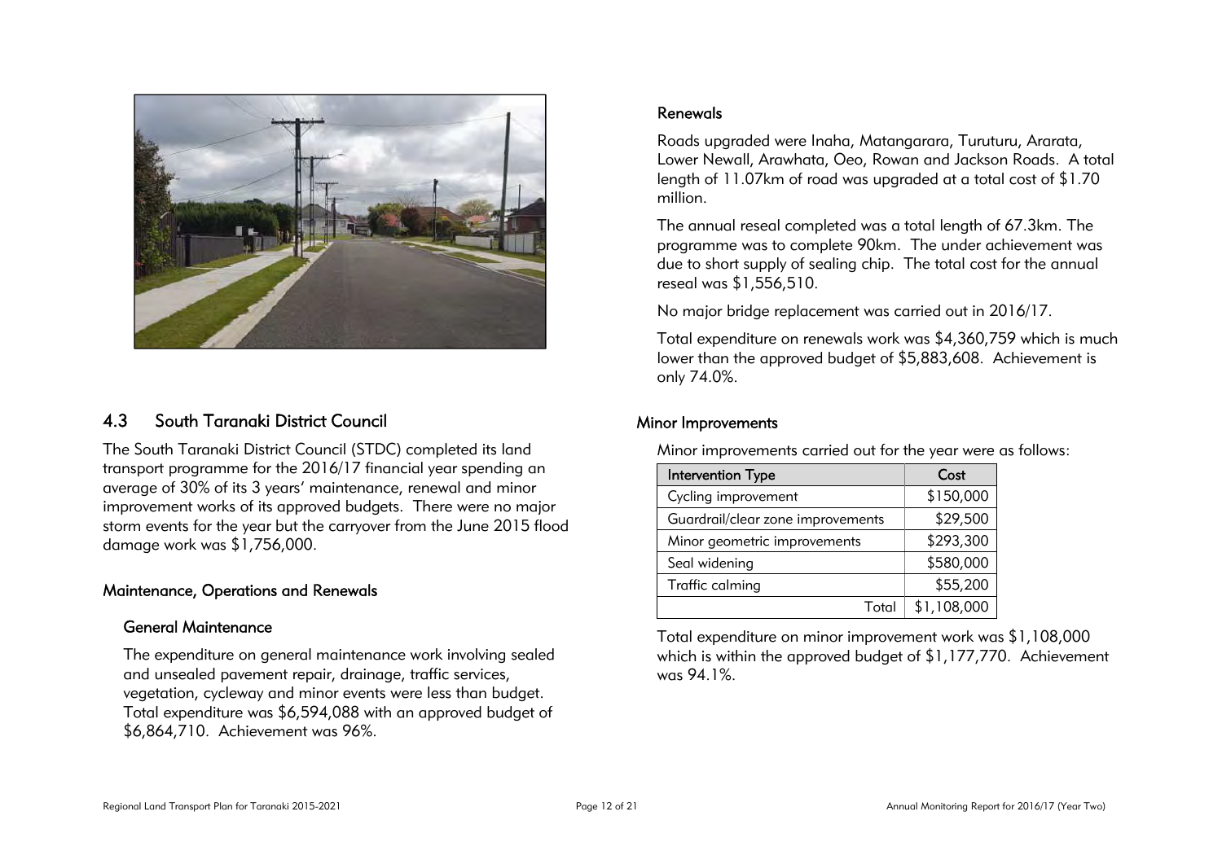## 4.3 South Taranaki District Council

The South Taranaki District Council (STDC) completed its land transport programme for the 2016/17 financial year spending an average of 30% of its 3 years' maintenance, renewal and minor improvement works of its approved budgets. There were no major storm events for the year but the carryover from the June 2015 flood damage work was $1,756,000.

### Maintenance, Operations and Renewals

#### General Maintenance

The expenditure on general maintenance work involving sealed and unsealed pavement repair, drainage, traffic services, vegetation, cycleway and minor events were less than budget. Total expenditure was $6,594,088 with an approved budget of $6,864,710. Achievement was 96%.

#### Renewals

Roads upgraded were Inaha, Matangarara, Turuturu, Ararata, Lower Newall, Arawhata, Oeo, Rowan and Jackson Roads. A total length of 11.07km of road was upgraded at a total cost of $1.70 million.

The annual reseal completed was a total length of 67.3km. The programme was to complete 90km. The under achievement was due to short supply of sealing chip. The total cost for the annual reseal was $1,556,510.

No major bridge replacement was carried out in 2016/17.

Total expenditure on renewals work was $4,360,759 which is much lower than the approved budget of $5,883,608. Achievement is only 74.0%.

### Minor Improvements

Minor improvements carried out for the year were as follows:

| Intervention Type | Cost |
|---|---|
| Cycling improvement | $150,000 |
| Guardrail/clear zone improvements | $29,500 |
| Minor geometric improvements | $293,300 |
| Seal widening | $580,000 |
| Traffic calming | $55,200 |
| Total | $1,108,000 |

Total expenditure on minor improvement work was $1,108,000 which is within the approved budget of $1,177,770. Achievement was 94.1%.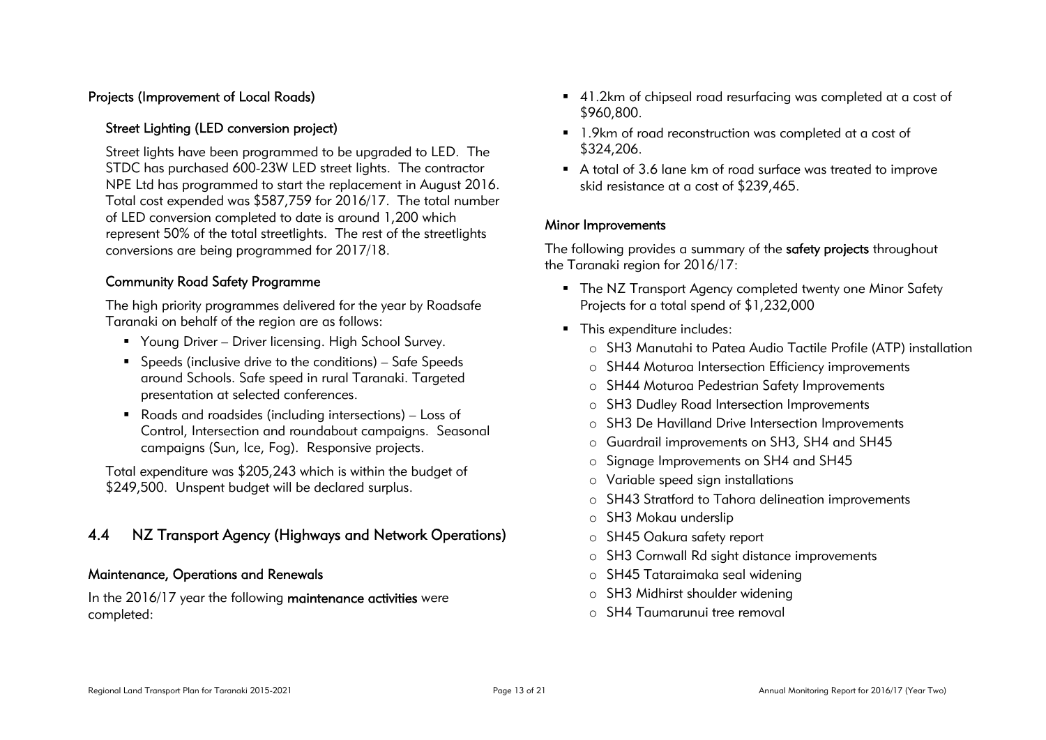### Projects (Improvement of Local Roads)

#### Street Lighting (LED conversion project)

Street lights have been programmed to be upgraded to LED. The STDC has purchased 600-23W LED street lights. The contractor NPE Ltd has programmed to start the replacement in August 2016. Total cost expended was $587,759 for 2016/17. The total number of LED conversion completed to date is around 1,200 which represent 50% of the total streetlights. The rest of the streetlights conversions are being programmed for 2017/18.

#### Community Road Safety Programme

The high priority programmes delivered for the year by Roadsafe Taranaki on behalf of the region are as follows:

- Young Driver – Driver licensing. High School Survey.
- Speeds (inclusive drive to the conditions) – Safe Speeds around Schools. Safe speed in rural Taranaki. Targeted presentation at selected conferences.
- Roads and roadsides (including intersections) – Loss of Control, Intersection and roundabout campaigns. Seasonal campaigns (Sun, Ice, Fog). Responsive projects.

Total expenditure was $205,243 which is within the budget of $249,500. Unspent budget will be declared surplus.

## 4.4 NZ Transport Agency (Highways and Network Operations)

### Maintenance, Operations and Renewals

In the 2016/17 year the following **maintenance activities** were completed:

- 41.2km of chipseal road resurfacing was completed at a cost of $960,800.
- 1.9km of road reconstruction was completed at a cost of $324,206.
- A total of 3.6 lane km of road surface was treated to improve skid resistance at a cost of $239,465.

### Minor Improvements

The following provides a summary of the **safety projects** throughout the Taranaki region for 2016/17:

- The NZ Transport Agency completed twenty one Minor Safety Projects for a total spend of $1,232,000
- This expenditure includes:
  - SH3 Manutahi to Patea Audio Tactile Profile (ATP) installation
  - SH44 Moturoa Intersection Efficiency improvements
  - SH44 Moturoa Pedestrian Safety Improvements
  - SH3 Dudley Road Intersection Improvements
  - SH3 De Havilland Drive Intersection Improvements
  - Guardrail improvements on SH3, SH4 and SH45
  - Signage Improvements on SH4 and SH45
  - Variable speed sign installations
  - SH43 Stratford to Tahora delineation improvements
  - SH3 Mokau underslip
  - SH45 Oakura safety report
  - SH3 Cornwall Rd sight distance improvements
  - SH45 Tataraimaka seal widening
  - SH3 Midhirst shoulder widening
  - SH4 Taumarunui tree removal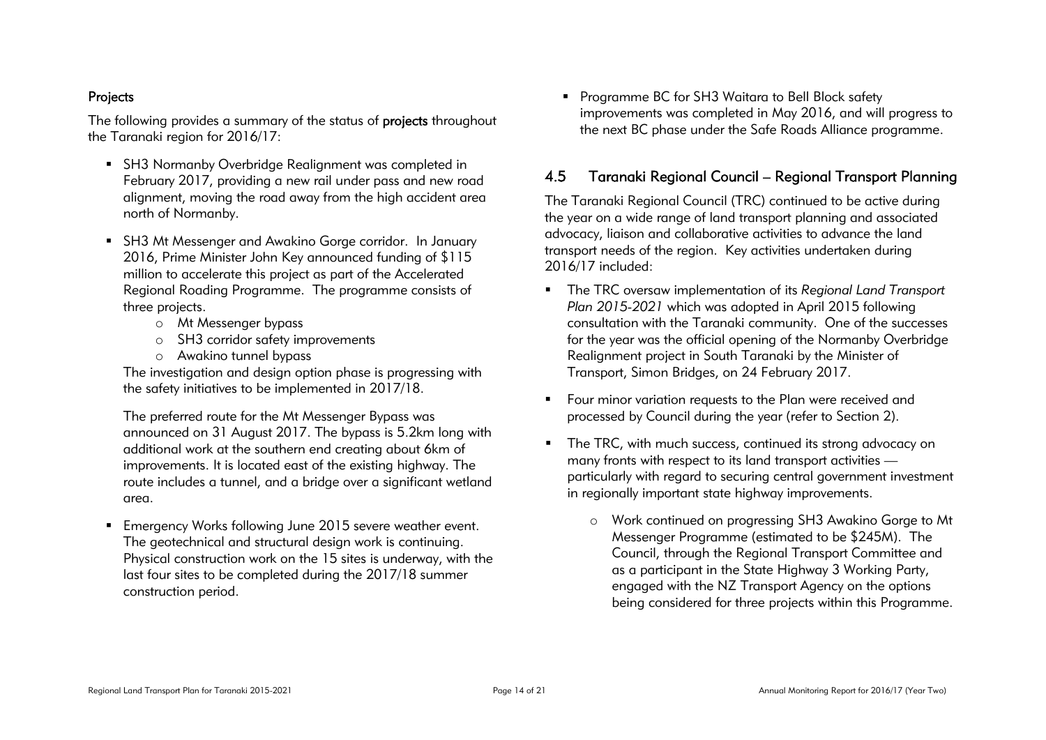### Projects

The following provides a summary of the status of **projects** throughout the Taranaki region for 2016/17:

- SH3 Normanby Overbridge Realignment was completed in February 2017, providing a new rail under pass and new road alignment, moving the road away from the high accident area north of Normanby.
- SH3 Mt Messenger and Awakino Gorge corridor. In January 2016, Prime Minister John Key announced funding of $115 million to accelerate this project as part of the Accelerated Regional Roading Programme. The programme consists of three projects.
  - Mt Messenger bypass
  - SH3 corridor safety improvements
  - Awakino tunnel bypass

  The investigation and design option phase is progressing with the safety initiatives to be implemented in 2017/18.

  The preferred route for the Mt Messenger Bypass was announced on 31 August 2017. The bypass is 5.2km long with additional work at the southern end creating about 6km of improvements. It is located east of the existing highway. The route includes a tunnel, and a bridge over a significant wetland area.
- Emergency Works following June 2015 severe weather event. The geotechnical and structural design work is continuing. Physical construction work on the 15 sites is underway, with the last four sites to be completed during the 2017/18 summer construction period.
- Programme BC for SH3 Waitara to Bell Block safety improvements was completed in May 2016, and will progress to the next BC phase under the Safe Roads Alliance programme.

## 4.5 Taranaki Regional Council – Regional Transport Planning

The Taranaki Regional Council (TRC) continued to be active during the year on a wide range of land transport planning and associated advocacy, liaison and collaborative activities to advance the land transport needs of the region. Key activities undertaken during 2016/17 included:

- The TRC oversaw implementation of its *Regional Land Transport Plan 2015-2021* which was adopted in April 2015 following consultation with the Taranaki community. One of the successes for the year was the official opening of the Normanby Overbridge Realignment project in South Taranaki by the Minister of Transport, Simon Bridges, on 24 February 2017.
- Four minor variation requests to the Plan were received and processed by Council during the year (refer to Section 2).
- The TRC, with much success, continued its strong advocacy on many fronts with respect to its land transport activities — particularly with regard to securing central government investment in regionally important state highway improvements.
  - Work continued on progressing SH3 Awakino Gorge to Mt Messenger Programme (estimated to be $245M). The Council, through the Regional Transport Committee and as a participant in the State Highway 3 Working Party, engaged with the NZ Transport Agency on the options being considered for three projects within this Programme.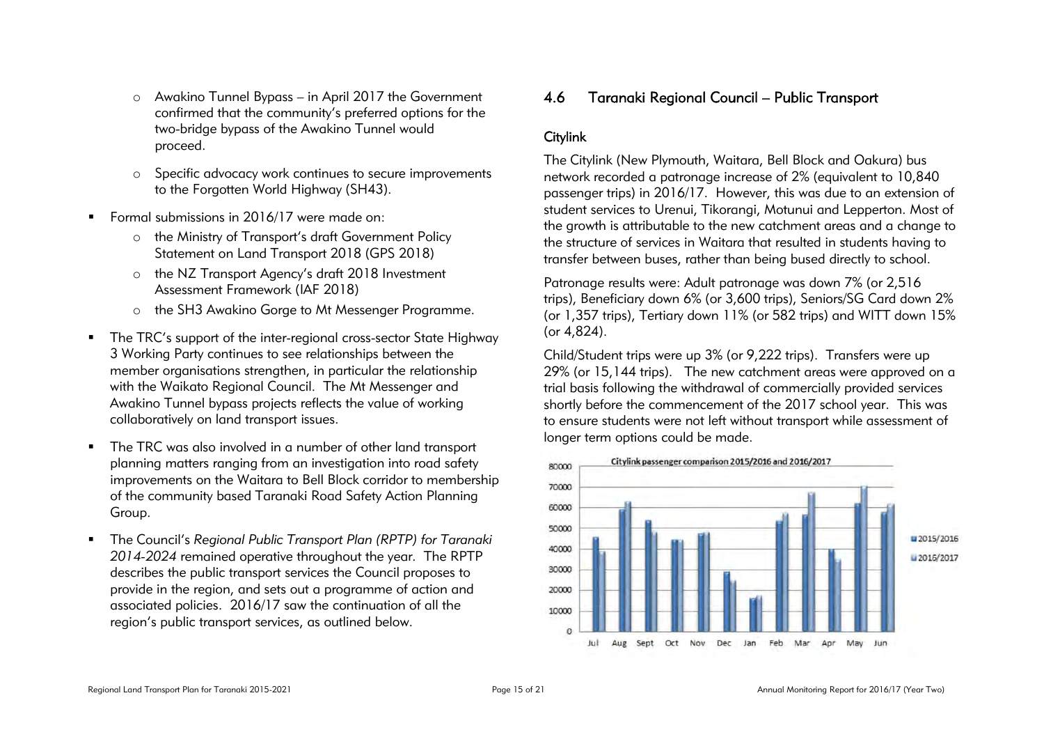- Awakino Tunnel Bypass – in April 2017 the Government confirmed that the community's preferred options for the two-bridge bypass of the Awakino Tunnel would proceed.
    - Specific advocacy work continues to secure improvements to the Forgotten World Highway (SH43).
- Formal submissions in 2016/17 were made on:
    - the Ministry of Transport's draft Government Policy Statement on Land Transport 2018 (GPS 2018)
    - the NZ Transport Agency's draft 2018 Investment Assessment Framework (IAF 2018)
    - the SH3 Awakino Gorge to Mt Messenger Programme.
- The TRC's support of the inter-regional cross-sector State Highway 3 Working Party continues to see relationships between the member organisations strengthen, in particular the relationship with the Waikato Regional Council. The Mt Messenger and Awakino Tunnel bypass projects reflects the value of working collaboratively on land transport issues.
- The TRC was also involved in a number of other land transport planning matters ranging from an investigation into road safety improvements on the Waitara to Bell Block corridor to membership of the community based Taranaki Road Safety Action Planning Group.
- The Council's *Regional Public Transport Plan (RPTP) for Taranaki 2014-2024* remained operative throughout the year. The RPTP describes the public transport services the Council proposes to provide in the region, and sets out a programme of action and associated policies. 2016/17 saw the continuation of all the region's public transport services, as outlined below.

## 4.6 Taranaki Regional Council – Public Transport

### Citylink

The Citylink (New Plymouth, Waitara, Bell Block and Oakura) bus network recorded a patronage increase of 2% (equivalent to 10,840 passenger trips) in 2016/17. However, this was due to an extension of student services to Urenui, Tikorangi, Motunui and Lepperton. Most of the growth is attributable to the new catchment areas and a change to the structure of services in Waitara that resulted in students having to transfer between buses, rather than being bused directly to school.

Patronage results were: Adult patronage was down 7% (or 2,516 trips), Beneficiary down 6% (or 3,600 trips), Seniors/SG Card down 2% (or 1,357 trips), Tertiary down 11% (or 582 trips) and WITT down 15% (or 4,824).

Child/Student trips were up 3% (or 9,222 trips). Transfers were up 29% (or 15,144 trips). The new catchment areas were approved on a trial basis following the withdrawal of commercially provided services shortly before the commencement of the 2017 school year. This was to ensure students were not left without transport while assessment of longer term options could be made.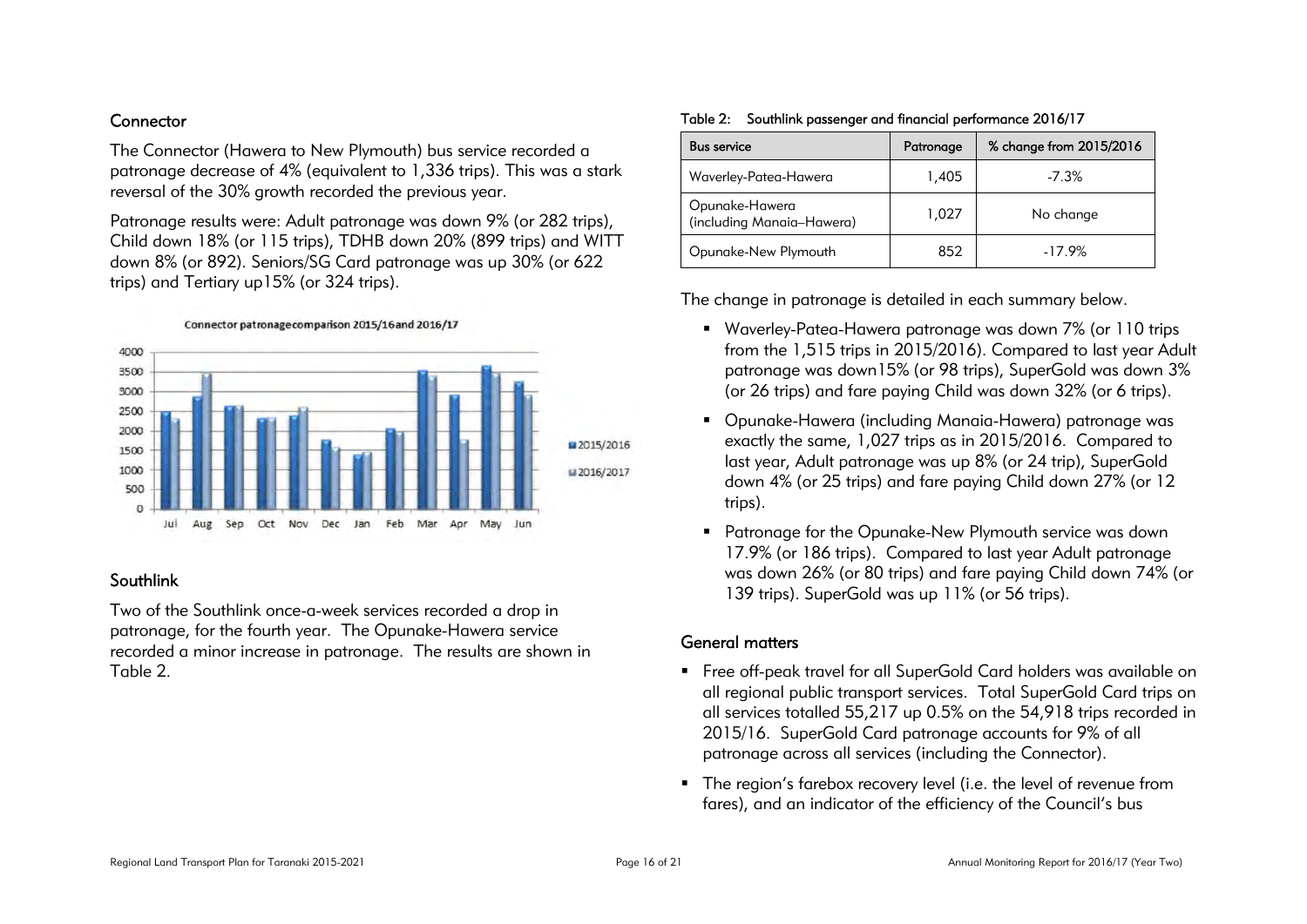### Connector

The Connector (Hawera to New Plymouth) bus service recorded a patronage decrease of 4% (equivalent to 1,336 trips). This was a stark reversal of the 30% growth recorded the previous year.

Patronage results were: Adult patronage was down 9% (or 282 trips), Child down 18% (or 115 trips), TDHB down 20% (899 trips) and WITT down 8% (or 892). Seniors/SG Card patronage was up 30% (or 622 trips) and Tertiary up15% (or 324 trips).

Connector patronage comparison 2015/16 and 2016/17

### Southlink

Two of the Southlink once-a-week services recorded a drop in patronage, for the fourth year. The Opunake-Hawera service recorded a minor increase in patronage. The results are shown in Table 2.

Table 2: Southlink passenger and financial performance 2016/17

| Bus service | Patronage | % change from 2015/2016 |
|---|---|---|
| Waverley-Patea-Hawera | 1,405 | -7.3% |
| Opunake-Hawera (including Manaia–Hawera) | 1,027 | No change |
| Opunake-New Plymouth | 852 | -17.9% |

The change in patronage is detailed in each summary below.

- Waverley-Patea-Hawera patronage was down 7% (or 110 trips from the 1,515 trips in 2015/2016). Compared to last year Adult patronage was down15% (or 98 trips), SuperGold was down 3% (or 26 trips) and fare paying Child was down 32% (or 6 trips).
- Opunake-Hawera (including Manaia-Hawera) patronage was exactly the same, 1,027 trips as in 2015/2016. Compared to last year, Adult patronage was up 8% (or 24 trip), SuperGold down 4% (or 25 trips) and fare paying Child down 27% (or 12 trips).
- Patronage for the Opunake-New Plymouth service was down 17.9% (or 186 trips). Compared to last year Adult patronage was down 26% (or 80 trips) and fare paying Child down 74% (or 139 trips). SuperGold was up 11% (or 56 trips).

### General matters

- Free off-peak travel for all SuperGold Card holders was available on all regional public transport services. Total SuperGold Card trips on all services totalled 55,217 up 0.5% on the 54,918 trips recorded in 2015/16. SuperGold Card patronage accounts for 9% of all patronage across all services (including the Connector).
- The region's farebox recovery level (i.e. the level of revenue from fares), and an indicator of the efficiency of the Council's bus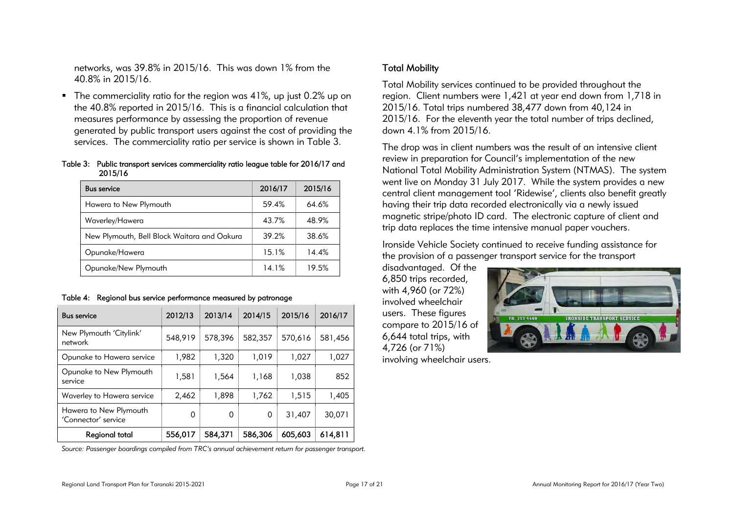networks, was 39.8% in 2015/16. This was down 1% from the 40.8% in 2015/16.

- The commerciality ratio for the region was 41%, up just 0.2% up on the 40.8% reported in 2015/16. This is a financial calculation that measures performance by assessing the proportion of revenue generated by public transport users against the cost of providing the services. The commerciality ratio per service is shown in Table 3.

Table 3: Public transport services commerciality ratio league table for 2016/17 and 2015/16

| Bus service | 2016/17 | 2015/16 |
|---|---|---|
| Hawera to New Plymouth | 59.4% | 64.6% |
| Waverley/Hawera | 43.7% | 48.9% |
| New Plymouth, Bell Block Waitara and Oakura | 39.2% | 38.6% |
| Opunake/Hawera | 15.1% | 14.4% |
| Opunake/New Plymouth | 14.1% | 19.5% |

Table 4: Regional bus service performance measured by patronage

| Bus service | 2012/13 | 2013/14 | 2014/15 | 2015/16 | 2016/17 |
|---|---|---|---|---|---|
| New Plymouth 'Citylink' network | 548,919 | 578,396 | 582,357 | 570,616 | 581,456 |
| Opunake to Hawera service | 1,982 | 1,320 | 1,019 | 1,027 | 1,027 |
| Opunake to New Plymouth service | 1,581 | 1,564 | 1,168 | 1,038 | 852 |
| Waverley to Hawera service | 2,462 | 1,898 | 1,762 | 1,515 | 1,405 |
| Hawera to New Plymouth 'Connector' service | 0 | 0 | 0 | 31,407 | 30,071 |
| **Regional total** | **556,017** | **584,371** | **586,306** | **605,603** | **614,811** |

*Source: Passenger boardings compiled from TRC's annual achievement return for passenger transport.*

## Total Mobility

Total Mobility services continued to be provided throughout the region. Client numbers were 1,421 at year end down from 1,718 in 2015/16. Total trips numbered 38,477 down from 40,124 in 2015/16. For the eleventh year the total number of trips declined, down 4.1% from 2015/16.

The drop was in client numbers was the result of an intensive client review in preparation for Council's implementation of the new National Total Mobility Administration System (NTMAS). The system went live on Monday 31 July 2017. While the system provides a new central client management tool 'Ridewise', clients also benefit greatly having their trip data recorded electronically via a newly issued magnetic stripe/photo ID card. The electronic capture of client and trip data replaces the time intensive manual paper vouchers.

Ironside Vehicle Society continued to receive funding assistance for the provision of a passenger transport service for the transport disadvantaged. Of the 6,850 trips recorded, with 4,960 (or 72%) involved wheelchair users. These figures compare to 2015/16 of 6,644 total trips, with 4,726 (or 71%) involving wheelchair users.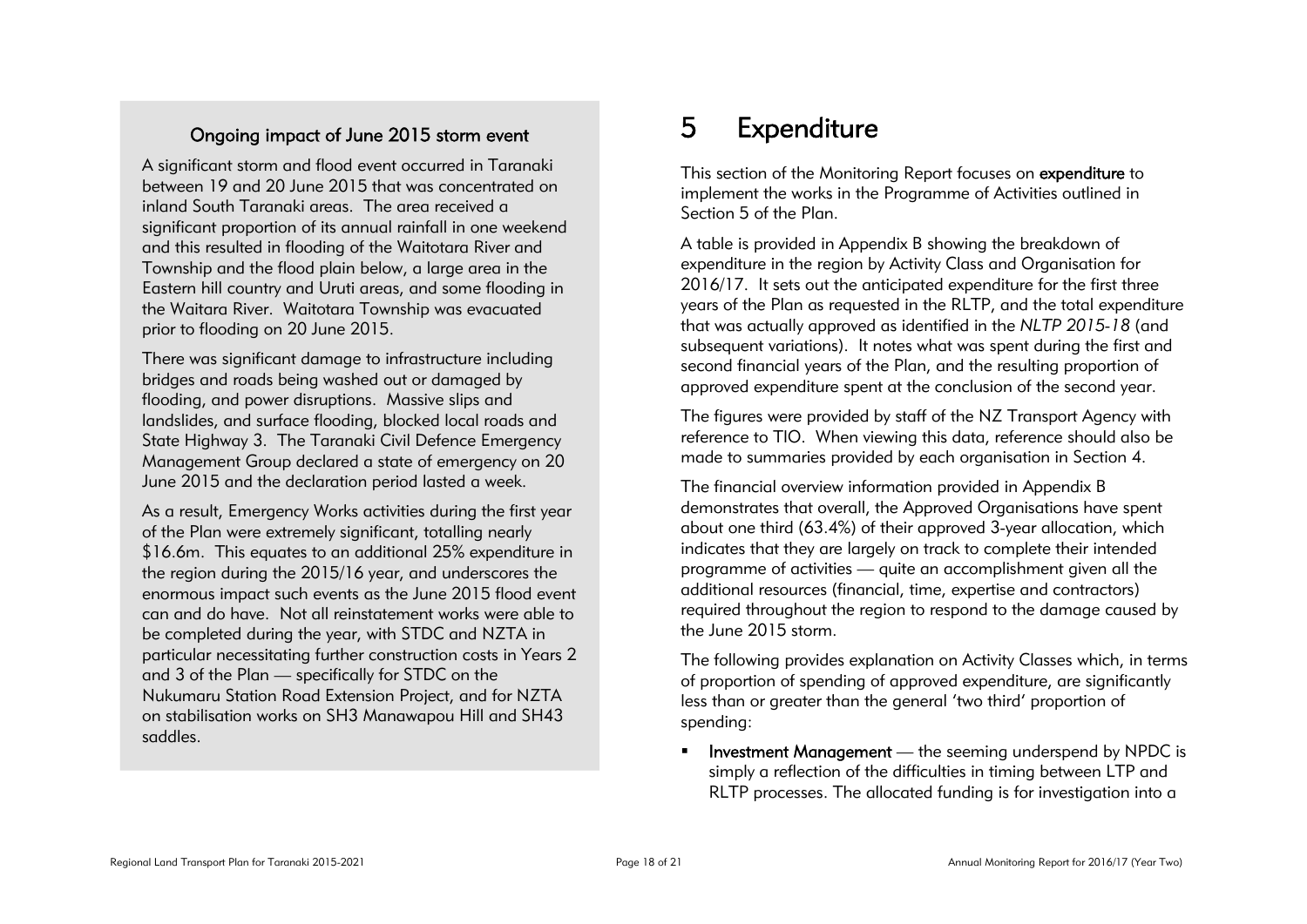### Ongoing impact of June 2015 storm event

A significant storm and flood event occurred in Taranaki between 19 and 20 June 2015 that was concentrated on inland South Taranaki areas. The area received a significant proportion of its annual rainfall in one weekend and this resulted in flooding of the Waitotara River and Township and the flood plain below, a large area in the Eastern hill country and Uruti areas, and some flooding in the Waitara River. Waitotara Township was evacuated prior to flooding on 20 June 2015.

There was significant damage to infrastructure including bridges and roads being washed out or damaged by flooding, and power disruptions. Massive slips and landslides, and surface flooding, blocked local roads and State Highway 3. The Taranaki Civil Defence Emergency Management Group declared a state of emergency on 20 June 2015 and the declaration period lasted a week.

As a result, Emergency Works activities during the first year of the Plan were extremely significant, totalling nearly \$16.6m. This equates to an additional 25% expenditure in the region during the 2015/16 year, and underscores the enormous impact such events as the June 2015 flood event can and do have. Not all reinstatement works were able to be completed during the year, with STDC and NZTA in particular necessitating further construction costs in Years 2 and 3 of the Plan — specifically for STDC on the Nukumaru Station Road Extension Project, and for NZTA on stabilisation works on SH3 Manawapou Hill and SH43 saddles.

# 5 Expenditure

This section of the Monitoring Report focuses on **expenditure** to implement the works in the Programme of Activities outlined in Section 5 of the Plan.

A table is provided in Appendix B showing the breakdown of expenditure in the region by Activity Class and Organisation for 2016/17. It sets out the anticipated expenditure for the first three years of the Plan as requested in the RLTP, and the total expenditure that was actually approved as identified in the *NLTP 2015-18* (and subsequent variations). It notes what was spent during the first and second financial years of the Plan, and the resulting proportion of approved expenditure spent at the conclusion of the second year.

The figures were provided by staff of the NZ Transport Agency with reference to TIO. When viewing this data, reference should also be made to summaries provided by each organisation in Section 4.

The financial overview information provided in Appendix B demonstrates that overall, the Approved Organisations have spent about one third (63.4%) of their approved 3-year allocation, which indicates that they are largely on track to complete their intended programme of activities — quite an accomplishment given all the additional resources (financial, time, expertise and contractors) required throughout the region to respond to the damage caused by the June 2015 storm.

The following provides explanation on Activity Classes which, in terms of proportion of spending of approved expenditure, are significantly less than or greater than the general 'two third' proportion of spending:

- **Investment Management** — the seeming underspend by NPDC is simply a reflection of the difficulties in timing between LTP and RLTP processes. The allocated funding is for investigation into a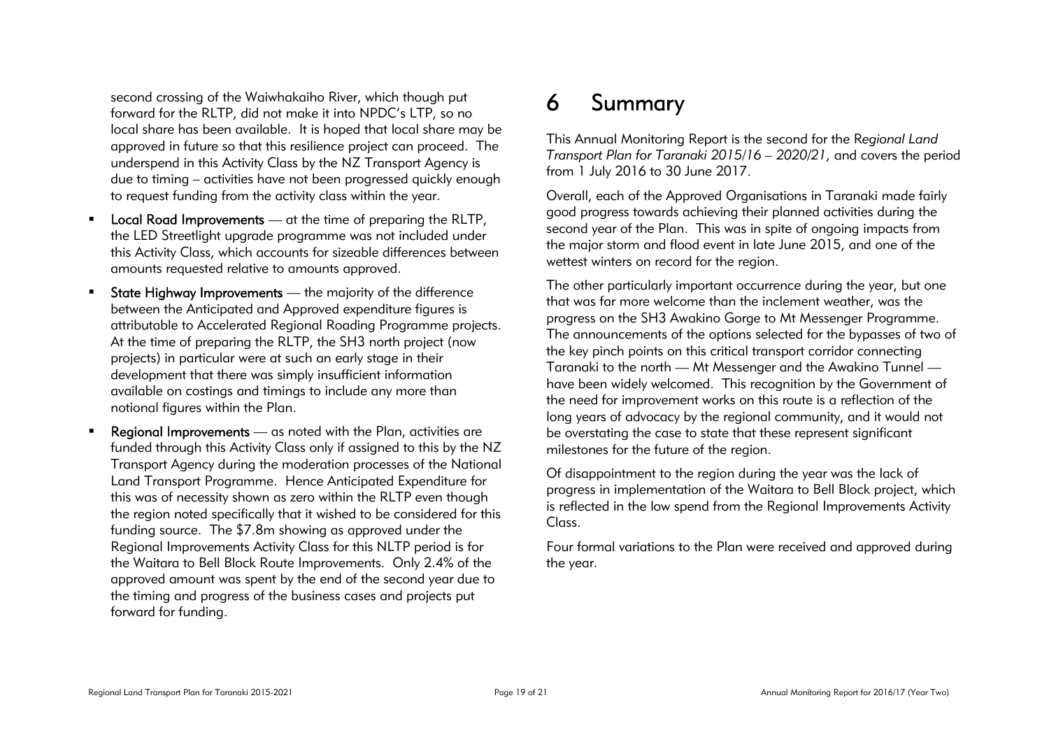second crossing of the Waiwhakaiho River, which though put forward for the RLTP, did not make it into NPDC's LTP, so no local share has been available. It is hoped that local share may be approved in future so that this resilience project can proceed. The underspend in this Activity Class by the NZ Transport Agency is due to timing – activities have not been progressed quickly enough to request funding from the activity class within the year.

- **Local Road Improvements** — at the time of preparing the RLTP, the LED Streetlight upgrade programme was not included under this Activity Class, which accounts for sizeable differences between amounts requested relative to amounts approved.
- **State Highway Improvements** — the majority of the difference between the Anticipated and Approved expenditure figures is attributable to Accelerated Regional Roading Programme projects. At the time of preparing the RLTP, the SH3 north project (now projects) in particular were at such an early stage in their development that there was simply insufficient information available on costings and timings to include any more than notional figures within the Plan.
- **Regional Improvements** — as noted with the Plan, activities are funded through this Activity Class only if assigned to this by the NZ Transport Agency during the moderation processes of the National Land Transport Programme. Hence Anticipated Expenditure for this was of necessity shown as zero within the RLTP even though the region noted specifically that it wished to be considered for this funding source. The $7.8m showing as approved under the Regional Improvements Activity Class for this NLTP period is for the Waitara to Bell Block Route Improvements. Only 2.4% of the approved amount was spent by the end of the second year due to the timing and progress of the business cases and projects put forward for funding.

# 6 Summary

This Annual Monitoring Report is the second for the *Regional Land Transport Plan for Taranaki 2015/16 – 2020/21*, and covers the period from 1 July 2016 to 30 June 2017.

Overall, each of the Approved Organisations in Taranaki made fairly good progress towards achieving their planned activities during the second year of the Plan. This was in spite of ongoing impacts from the major storm and flood event in late June 2015, and one of the wettest winters on record for the region.

The other particularly important occurrence during the year, but one that was far more welcome than the inclement weather, was the progress on the SH3 Awakino Gorge to Mt Messenger Programme. The announcements of the options selected for the bypasses of two of the key pinch points on this critical transport corridor connecting Taranaki to the north — Mt Messenger and the Awakino Tunnel — have been widely welcomed. This recognition by the Government of the need for improvement works on this route is a reflection of the long years of advocacy by the regional community, and it would not be overstating the case to state that these represent significant milestones for the future of the region.

Of disappointment to the region during the year was the lack of progress in implementation of the Waitara to Bell Block project, which is reflected in the low spend from the Regional Improvements Activity Class.

Four formal variations to the Plan were received and approved during the year.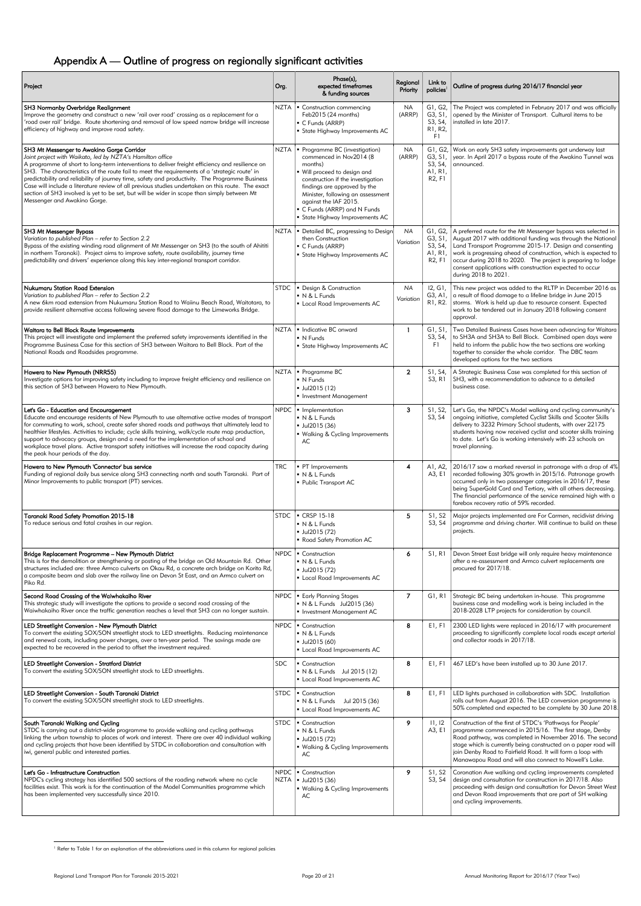## Appendix A — Outline of progress on regionally significant activities

| Project | Org. | Phase(s), expected timeframes & funding sources | Regional Priority | Link to policies[1] | Outline of progress during 2016/17 financial year |
|---|---|---|---|---|---|
| **SH3 Normanby Overbridge Realignment**<br>Improve the geometry and construct a new 'rail over road' crossing as a replacement for a 'road over rail' bridge. Route shortening and removal of low speed narrow bridge will increase efficiency of highway and improve road safety. | NZTA | ▪ Construction commencing Feb2015 (24 months)<br>▪ C Funds (ARRP)<br>▪ State Highway Improvements AC | NA (ARRP) | G1, G2, G3, S1, S3, S4, R1, R2, F1 | The Project was completed in February 2017 and was officially opened by the Minister of Transport. Cultural items to be installed in late 2017. |
| **SH3 Mt Messenger to Awakino Gorge Corridor**<br>*Joint project with Waikato, led by NZTA's Hamilton office*<br>A programme of short to long-term interventions to deliver freight efficiency and resilience on SH3. The characteristics of the route fail to meet the requirements of a 'strategic route' in predictability and reliability of journey time, safety and productivity. The Programme Business Case will include a literature review of all previous studies undertaken on this route. The exact section of SH3 involved is yet to be set, but will be wider in scope than simply between Mt Messenger and Awakino Gorge. | NZTA | ▪ Programme BC (investigation) commenced in Nov2014 (8 months)<br>▪ Will proceed to design and construction if the investigation findings are approved by the Minister, following an assessment against the IAF 2015.<br>▪ C Funds (ARRP) and N Funds<br>▪ State Highway Improvements AC | NA (ARRP) | G1, G2, G3, S1, S3, S4, A1, R1, R2, F1 | Work on early SH3 safety improvements got underway last year. In April 2017 a bypass route of the Awakino Tunnel was announced. |
| **SH3 Mt Messenger Bypass**<br>*Variation to published Plan – refer to Section 2.2*<br>Bypass of the existing winding road alignment of Mt Messenger on SH3 (to the south of Ahititi in northern Taranaki). Project aims to improve safety, route availability, journey time predictability and drivers' experience along this key inter-regional transport corridor. | NZTA | ▪ Detailed BC, progressing to Design then Construction<br>▪ C Funds (ARRP)<br>▪ State Highway Improvements AC | *NA Variation* | G1, G2, G3, S1, S3, S4, A1, R1, R2, F1 | A preferred route for the Mt Messenger bypass was selected in August 2017 with additional funding was through the National Land Transport Programme 2015-17. Design and consenting work is progressing ahead of construction, which is expected to occur during 2018 to 2020. The project is preparing to lodge consent applications with construction expected to occur during 2018 to 2021. |
| **Nukumaru Station Road Extension**<br>*Variation to published Plan – refer to Section 2.2*<br>A new 6km road extension from Nukumaru Station Road to Waiinu Beach Road, Waitotara, to provide resilient alternative access following severe flood damage to the Limeworks Bridge. | STDC | ▪ Design & Construction<br>▪ N & L Funds<br>▪ Local Road Improvements AC | *NA Variation* | I2, G1, G3, A1, R1, R2. | This new project was added to the RLTP in December 2016 as a result of flood damage to a lifeline bridge in June 2015 storms. Work is held up due to resource consent. Expected work to be tendered out in January 2018 following consent approval. |
| **Waitara to Bell Block Route Improvements**<br>This project will investigate and implement the preferred safety improvements identified in the Programme Business Case for this section of SH3 between Waitara to Bell Block. Part of the National Roads and Roadsides programme. | NZTA | ▪ Indicative BC onward<br>▪ N Funds<br>▪ State Highway Improvements AC | 1 | G1, S1, S3, S4, F1 | Two Detailed Business Cases have been advancing for Waitara to SH3A and SH3A to Bell Block. Combined open days were held to inform the public how the two sections are working together to consider the whole corridor. The DBC team developed options for the two sections |
| **Hawera to New Plymouth (NRR55)**<br>Investigate options for improving safety including to improve freight efficiency and resilience on this section of SH3 between Hawera to New Plymouth. | NZTA | ▪ Programme BC<br>▪ N Funds<br>▪ Jul2015 (12)<br>▪ Investment Management | 2 | S1, S4, S3, R1 | A Strategic Business Case was completed for this section of SH3, with a recommendation to advance to a detailed business case. |
| **Let's Go - Education and Encouragement**<br>Educate and encourage residents of New Plymouth to use alternative active modes of transport for commuting to work, school, create safer shared roads and pathways that ultimately lead to healthier lifestyles. Activities to include; cycle skills training, walk/cycle route map production, support to advocacy groups, design and a need for the implementation of school and workplace travel plans. Active transport safety initiatives will increase the road capacity during the peak hour periods of the day. | NPDC | ▪ Implementation<br>▪ N & L Funds<br>▪ Jul2015 (36)<br>▪ Walking & Cycling Improvements AC | 3 | S1, S2, S3, S4 | Let's Go, the NPDC's Model walking and cycling community's ongoing initiative, completed Cyclist Skills and Scooter Skills delivery to 3232 Primary School students, with over 22175 students having now received cyclist and scooter skills training to date. Let's Go is working intensively with 23 schools on travel planning. |
| **Hawera to New Plymouth 'Connector' bus service**<br>Funding of regional daily bus service along SH3 connecting north and south Taranaki. Part of Minor Improvements to public transport (PT) services. | TRC | ▪ PT Improvements<br>▪ N & L Funds<br>▪ Public Transport AC | 4 | A1, A2, A3, E1 | 2016/17 saw a marked reversal in patronage with a drop of 4% recorded following 30% growth in 2015/16. Patronage growth occurred only in two passenger categories in 2016/17, these being SuperGold Card and Tertiary, with all others decreasing. The financial performance of the service remained high with a farebox recovery ratio of 59% recorded. |
| **Taranaki Road Safety Promotion 2015-18**<br>To reduce serious and fatal crashes in our region. | STDC | ▪ CRSP 15-18<br>▪ N & L Funds<br>▪ Jul2015 (72)<br>▪ Road Safety Promotion AC | 5 | S1, S2 S3, S4 | Major projects implemented are For Carmen, recidivist driving programme and driving charter. Will continue to build on these projects. |
| **Bridge Replacement Programme – New Plymouth District**<br>This is for the demolition or strengthening or posting of the bridge on Old Mountain Rd. Other structures included are: three Armco culverts on Okau Rd, a concrete arch bridge on Korito Rd, a composite beam and slab over the railway line on Devon St East, and an Armco culvert on Piko Rd. | NPDC | ▪ Construction<br>▪ N & L Funds<br>▪ Jul2015 (72)<br>▪ Local Road Improvements AC | 6 | S1, R1 | Devon Street East bridge will only require heavy maintenance after a re-assessment and Armco culvert replacements are procured for 2017/18. |
| **Second Road Crossing of the Waiwhakaiho River**<br>This strategic study will investigate the options to provide a second road crossing of the Waiwhakaiho River once the traffic generation reaches a level that SH3 can no longer sustain. | NPDC | ▪ Early Planning Stages<br>▪ N & L Funds Jul2015 (36)<br>▪ Investment Management AC | 7 | G1, R1 | Strategic BC being undertaken in-house. This programme business case and modelling work is being included in the 2018-2028 LTP projects for consideration by council. |
| **LED Streetlight Conversion - New Plymouth District**<br>To convert the existing SOX/SON streetlight stock to LED streetlights. Reducing maintenance and renewal costs, including power charges, over a ten-year period. The savings made are expected to be recovered in the period to offset the investment required. | NPDC | ▪ Construction<br>▪ N & L Funds<br>▪ Jul2015 (60)<br>▪ Local Road Improvements AC | 8 | E1, F1 | 2300 LED lights were replaced in 2016/17 with procurement proceeding to significantly complete local roads except arterial and collector roads in 2017/18. |
| **LED Streetlight Conversion - Stratford District**<br>To convert the existing SOX/SON streetlight stock to LED streetlights. | SDC | ▪ Construction<br>▪ N & L Funds Jul 2015 (12)<br>▪ Local Road Improvements AC | 8 | E1, F1 | 467 LED's have been installed up to 30 June 2017. |
| **LED Streetlight Conversion - South Taranaki District**<br>To convert the existing SOX/SON streetlight stock to LED streetlights. | STDC | ▪ Construction<br>▪ N & L Funds Jul 2015 (36)<br>▪ Local Road Improvements AC | 8 | E1, F1 | LED lights purchased in collaboration with SDC. Installation rolls out from August 2016. The LED conversion programme is 50% completed and expected to be complete by 30 June 2018. |
| **South Taranaki Walking and Cycling**<br>STDC is carrying out a district-wide programme to provide walking and cycling pathways linking the urban township to places of work and interest. There are over 40 individual walking and cycling projects that have been identified by STDC in collaboration and consultation with iwi, general public and interested parties. | STDC | ▪ Construction<br>▪ N & L Funds<br>▪ Jul2015 (72)<br>▪ Walking & Cycling Improvements AC | 9 | I1, I2 A3, E1 | Construction of the first of STDC's 'Pathways for People' programme commenced in 2015/16. The first stage, Denby Road pathway, was completed in November 2016. The second stage which is currently being constructed on a paper road will join Denby Road to Fairfield Road. It will form a loop with Manawapou Road and will also connect to Nowell's Lake. |
| **Let's Go - Infrastructure Construction**<br>NPDC's cycling strategy has identified 500 sections of the roading network where no cycle facilities exist. This work is for the continuation of the Model Communities programme which has been implemented very successfully since 2010. | NPDC NZTA | ▪ Construction<br>▪ Jul2015 (36)<br>▪ Walking & Cycling Improvements AC | 9 | S1, S2 S3, S4 | Coronation Ave walking and cycling improvements completed design and consultation for construction in 2017/18. Also proceeding with design and consultation for Devon Street West and Devon Road improvements that are part of SH walking and cycling improvements. |

[1] Refer to Table 1 for an explanation of the abbreviations used in this column for regional policies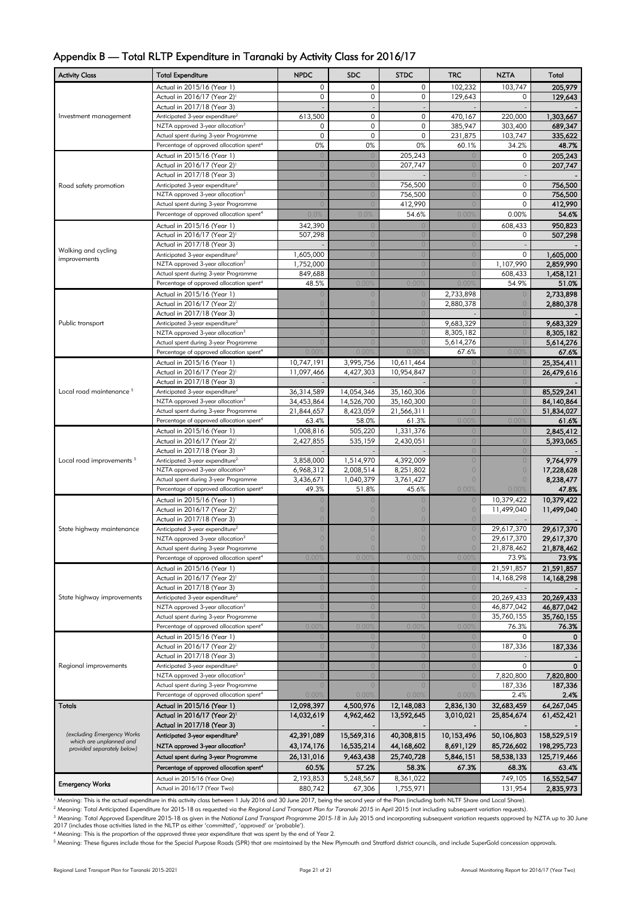## Appendix B — Total RLTP Expenditure in Taranaki by Activity Class for 2016/17

| Activity Class | Total Expenditure | NPDC | SDC | STDC | TRC | NZTA | Total |
|---|---|---|---|---|---|---|---|
| Investment management | Actual in 2015/16 (Year 1) | 0 | 0 | 0 | 102,232 | 103,747 | 205,979 |
| | Actual in 2016/17 (Year 2)[1] | 0 | 0 | 0 | 129,643 | 0 | 129,643 |
| | Actual in 2017/18 (Year 3) | - | - | - | | | - |
| | Anticipated 3-year expenditure[2] | 613,500 | 0 | 0 | 470,167 | 220,000 | 1,303,667 |
| | NZTA approved 3-year allocation[3] | 0 | 0 | 0 | 385,947 | 303,400 | 689,347 |
| | Actual spent during 3-year Programme | 0 | 0 | 0 | 231,875 | 103,747 | 335,622 |
| | Percentage of approved allocation spent[4] | 0% | 0% | 0% | 60.1% | 34.2% | 48.7% |
| Road safety promotion | Actual in 2015/16 (Year 1) | 0 | 0 | 205,243 | 0 | 0 | 205,243 |
| | Actual in 2016/17 (Year 2)[1] | 0 | 0 | 207,747 | 0 | 0 | 207,747 |
| | Actual in 2017/18 (Year 3) | 0 | 0 | - | 0 | - | - |
| | Anticipated 3-year expenditure[2] | 0 | 0 | 756,500 | 0 | 0 | 756,500 |
| | NZTA approved 3-year allocation[3] | 0 | 0 | 756,500 | 0 | 0 | 756,500 |
| | Actual spent during 3-year Programme | 0 | 0 | 412,990 | 0 | 0 | 412,990 |
| | Percentage of approved allocation spent[4] | 0.0% | 0.0% | 54.6% | 0.00% | 0.00% | 54.6% |
| Walking and cycling improvements | Actual in 2015/16 (Year 1) | 342,390 | 0 | 0 | 0 | 608,433 | 950,823 |
| | Actual in 2016/17 (Year 2)[1] | 507,298 | 0 | 0 | 0 | 0 | 507,298 |
| | Actual in 2017/18 (Year 3) | - | 0 | 0 | 0 | - | - |
| | Anticipated 3-year expenditure[2] | 1,605,000 | 0 | 0 | 0 | 0 | 1,605,000 |
| | NZTA approved 3-year allocation[3] | 1,752,000 | 0 | 0 | 0 | 1,107,990 | 2,859,990 |
| | Actual spent during 3-year Programme | 849,688 | 0 | 0 | 0 | 608,433 | 1,458,121 |
| | Percentage of approved allocation spent[4] | 48.5% | 0.00% | 0.00% | 0.00% | 54.9% | 51.0% |
| Public transport | Actual in 2015/16 (Year 1) | 0 | 0 | 0 | 2,733,898 | 0 | 2,733,898 |
| | Actual in 2016/17 (Year 2)[1] | 0 | 0 | 0 | 2,880,378 | 0 | 2,880,378 |
| | Actual in 2017/18 (Year 3) | 0 | 0 | 0 | - | 0 | - |
| | Anticipated 3-year expenditure[2] | 0 | 0 | 0 | 9,683,329 | 0 | 9,683,329 |
| | NZTA approved 3-year allocation[3] | 0 | 0 | 0 | 8,305,182 | 0 | 8,305,182 |
| | Actual spent during 3-year Programme | 0 | 0 | 0 | 5,614,276 | 0 | 5,614,276 |
| | Percentage of approved allocation spent[4] | 0.00% | 0.00% | 0.00% | 67.6% | 0.00% | 67.6% |
| Local road maintenance [5] | Actual in 2015/16 (Year 1) | 10,747,191 | 3,995,756 | 10,611,464 | 0 | 0 | 25,354,411 |
| | Actual in 2016/17 (Year 2)[1] | 11,097,466 | 4,427,303 | 10,954,847 | 0 | 0 | 26,479,616 |
| | Actual in 2017/18 (Year 3) | - | - | - | 0 | 0 | - |
| | Anticipated 3-year expenditure[2] | 36,314,589 | 14,054,346 | 35,160,306 | 0 | 0 | 85,529,241 |
| | NZTA approved 3-year allocation[3] | 34,453,864 | 14,526,700 | 35,160,300 | 0 | 0 | 84,140,864 |
| | Actual spent during 3-year Programme | 21,844,657 | 8,423,059 | 21,566,311 | 0 | 0 | 51,834,027 |
| | Percentage of approved allocation spent[4] | 63.4% | 58.0% | 61.3% | 0.00% | 0.00% | 61.6% |
| Local road improvements [5] | Actual in 2015/16 (Year 1) | 1,008,816 | 505,220 | 1,331,376 | 0 | 0 | 2,845,412 |
| | Actual in 2016/17 (Year 2)[1] | 2,427,855 | 535,159 | 2,430,051 | 0 | 0 | 5,393,065 |
| | Actual in 2017/18 (Year 3) | - | - | - | 0 | 0 | - |
| | Anticipated 3-year expenditure[2] | 3,858,000 | 1,514,970 | 4,392,009 | 0 | 0 | 9,764,979 |
| | NZTA approved 3-year allocation[3] | 6,968,312 | 2,008,514 | 8,251,802 | 0 | 0 | 17,228,628 |
| | Actual spent during 3-year Programme | 3,436,671 | 1,040,379 | 3,761,427 | 0 | 0 | 8,238,477 |
| | Percentage of approved allocation spent[4] | 49.3% | 51.8% | 45.6% | 0.00% | 0.00% | 47.8% |
| State highway maintenance | Actual in 2015/16 (Year 1) | 0 | 0 | 0 | 0 | 10,379,422 | 10,379,422 |
| | Actual in 2016/17 (Year 2)[1] | 0 | 0 | 0 | 0 | 11,499,040 | 11,499,040 |
| | Actual in 2017/18 (Year 3) | 0 | 0 | 0 | 0 | - | - |
| | Anticipated 3-year expenditure[2] | 0 | 0 | 0 | 0 | 29,617,370 | 29,617,370 |
| | NZTA approved 3-year allocation[3] | 0 | 0 | 0 | 0 | 29,617,370 | 29,617,370 |
| | Actual spent during 3-year Programme | 0 | 0 | 0 | 0 | 21,878,462 | 21,878,462 |
| | Percentage of approved allocation spent[4] | 0.00% | 0.00% | 0.00% | 0.00% | 73.9% | 73.9% |
| State highway improvements | Actual in 2015/16 (Year 1) | 0 | 0 | 0 | 0 | 21,591,857 | 21,591,857 |
| | Actual in 2016/17 (Year 2)[1] | 0 | 0 | 0 | 0 | 14,168,298 | 14,168,298 |
| | Actual in 2017/18 (Year 3) | 0 | 0 | 0 | 0 | - | - |
| | Anticipated 3-year expenditure[2] | 0 | 0 | 0 | 0 | 20,269,433 | 20,269,433 |
| | NZTA approved 3-year allocation[3] | 0 | 0 | 0 | 0 | 46,877,042 | 46,877,042 |
| | Actual spent during 3-year Programme | 0 | 0 | 0 | 0 | 35,760,155 | 35,760,155 |
| | Percentage of approved allocation spent[4] | 0.00% | 0.00% | 0.00% | 0.00% | 76.3% | 76.3% |
| Regional improvements | Actual in 2015/16 (Year 1) | 0 | 0 | 0 | 0 | 0 | 0 |
| | Actual in 2016/17 (Year 2)[1] | 0 | 0 | 0 | 0 | 187,336 | 187,336 |
| | Actual in 2017/18 (Year 3) | 0 | 0 | 0 | 0 | - | - |
| | Anticipated 3-year expenditure[2] | 0 | 0 | 0 | 0 | 0 | 0 |
| | NZTA approved 3-year allocation[3] | 0 | 0 | 0 | 0 | 7,820,800 | 7,820,800 |
| | Actual spent during 3-year Programme | 0 | 0 | 0 | 0 | 187,336 | 187,336 |
| | Percentage of approved allocation spent[4] | 0.00% | 0.00% | 0.00% | 0.00% | 2.4% | 2.4% |
| **Totals** | **Actual in 2015/16 (Year 1)** | **12,098,397** | **4,500,976** | **12,148,083** | **2,836,130** | **32,683,459** | **64,267,045** |
| | **Actual in 2016/17 (Year 2)[1]** | **14,032,619** | **4,962,462** | **13,592,645** | **3,010,021** | **25,854,674** | **61,452,421** |
| | **Actual in 2017/18 (Year 3)** | **-** | **-** | **-** | **-** | **-** | **-** |
| *(excluding Emergency Works which are unplanned and provided separately below)* | **Anticipated 3-year expenditure[2]** | **42,391,089** | **15,569,316** | **40,308,815** | **10,153,496** | **50,106,803** | **158,529,519** |
| | **NZTA approved 3-year allocation[3]** | **43,174,176** | **16,535,214** | **44,168,602** | **8,691,129** | **85,726,602** | **198,295,723** |
| | **Actual spent during 3-year Programme** | **26,131,016** | **9,463,438** | **25,740,728** | **5,846,151** | **58,538,133** | **125,719,466** |
| | **Percentage of approved allocation spent[4]** | **60.5%** | **57.2%** | **58.3%** | **67.3%** | **68.3%** | **63.4%** |
| **Emergency Works** | Actual in 2015/16 (Year One) | 2,193,853 | 5,248,567 | 8,361,022 | | 749,105 | 16,552,547 |
| | Actual in 2016/17 (Year Two) | 880,742 | 67,306 | 1,755,971 | | 131,954 | 2,835,973 |

[1] Meaning: This is the actual expenditure in this activity class between 1 July 2016 and 30 June 2017, being the second year of the Plan (including both NLTF Share and Local Share).

[2] Meaning: Total Anticipated Expenditure for 2015-18 as requested via the *Regional Land Transport Plan for Taranaki 2015* in April 2015 (not including subsequent variation requests).

[3] Meaning: Total Approved Expenditure 2015-18 as given in the *National Land Transport Programme 2015-18* in July 2015 and incorporating subsequent variation requests approved by NZTA up to 30 June 2017 (includes those activities listed in the NLTP as either 'committed', 'approved' or 'probable').

[4] Meaning: This is the proportion of the approved three year expenditure that was spent by the end of Year 2.

[5] Meaning: These figures include those for the Special Purpose Roads (SPR) that are maintained by the New Plymouth and Stratford district councils, and include SuperGold concession approvals.